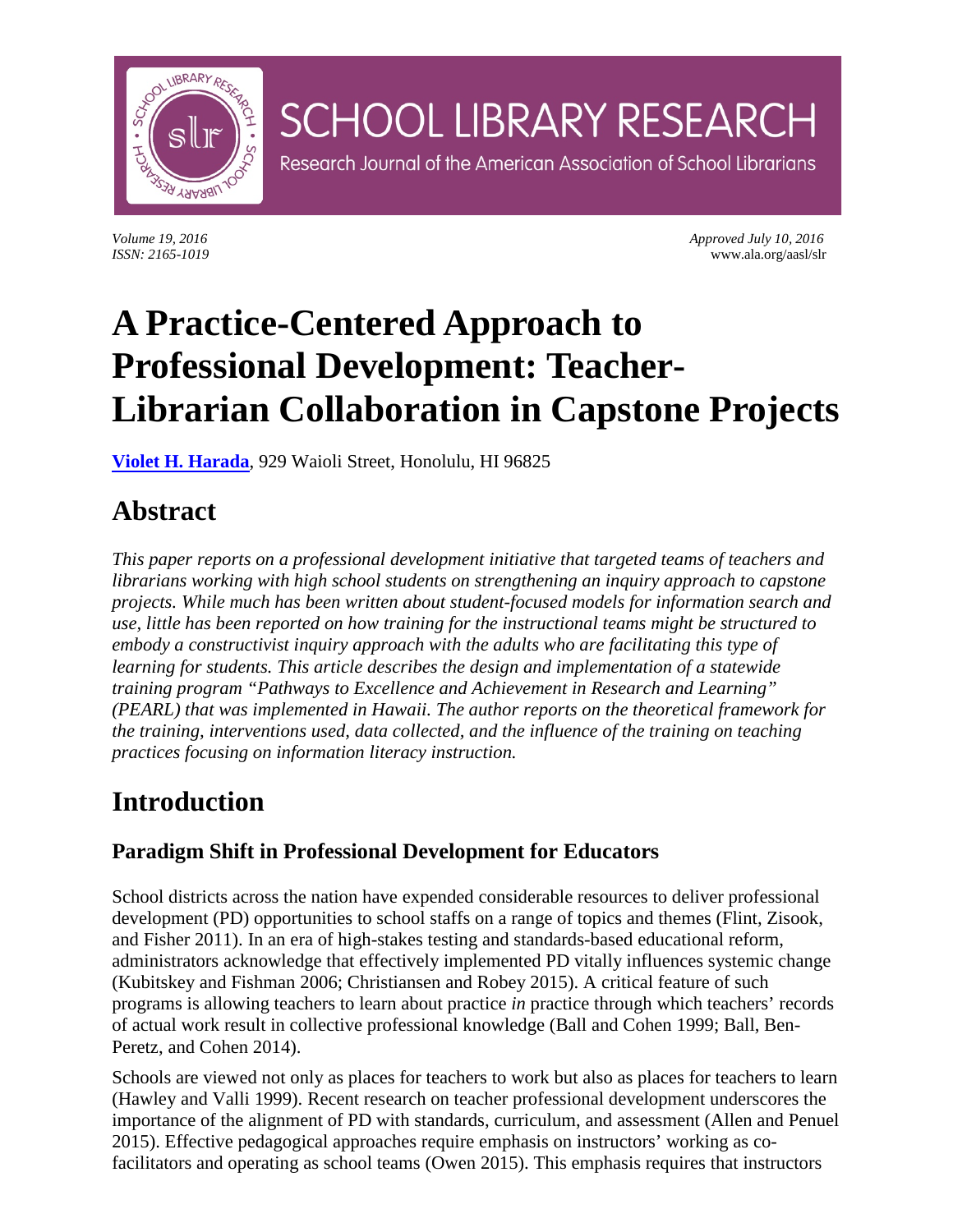# SCHOOL LIBRARY RESEARCH

Research Journal of the American Association of School Librarians

*Volume 19, 2016*
*ISSN: 2165-1019*

*Approved July 10, 2016*
www.ala.org/aasl/slr

# A Practice-Centered Approach to Professional Development: Teacher-Librarian Collaboration in Capstone Projects

**Violet H. Harada**, 929 Waioli Street, Honolulu, HI 96825

## Abstract

*This paper reports on a professional development initiative that targeted teams of teachers and librarians working with high school students on strengthening an inquiry approach to capstone projects. While much has been written about student-focused models for information search and use, little has been reported on how training for the instructional teams might be structured to embody a constructivist inquiry approach with the adults who are facilitating this type of learning for students. This article describes the design and implementation of a statewide training program "Pathways to Excellence and Achievement in Research and Learning" (PEARL) that was implemented in Hawaii. The author reports on the theoretical framework for the training, interventions used, data collected, and the influence of the training on teaching practices focusing on information literacy instruction.*

## Introduction

### Paradigm Shift in Professional Development for Educators

School districts across the nation have expended considerable resources to deliver professional development (PD) opportunities to school staffs on a range of topics and themes (Flint, Zisook, and Fisher 2011). In an era of high-stakes testing and standards-based educational reform, administrators acknowledge that effectively implemented PD vitally influences systemic change (Kubitskey and Fishman 2006; Christiansen and Robey 2015). A critical feature of such programs is allowing teachers to learn about practice *in* practice through which teachers' records of actual work result in collective professional knowledge (Ball and Cohen 1999; Ball, Ben-Peretz, and Cohen 2014).

Schools are viewed not only as places for teachers to work but also as places for teachers to learn (Hawley and Valli 1999). Recent research on teacher professional development underscores the importance of the alignment of PD with standards, curriculum, and assessment (Allen and Penuel 2015). Effective pedagogical approaches require emphasis on instructors' working as co-facilitators and operating as school teams (Owen 2015). This emphasis requires that instructors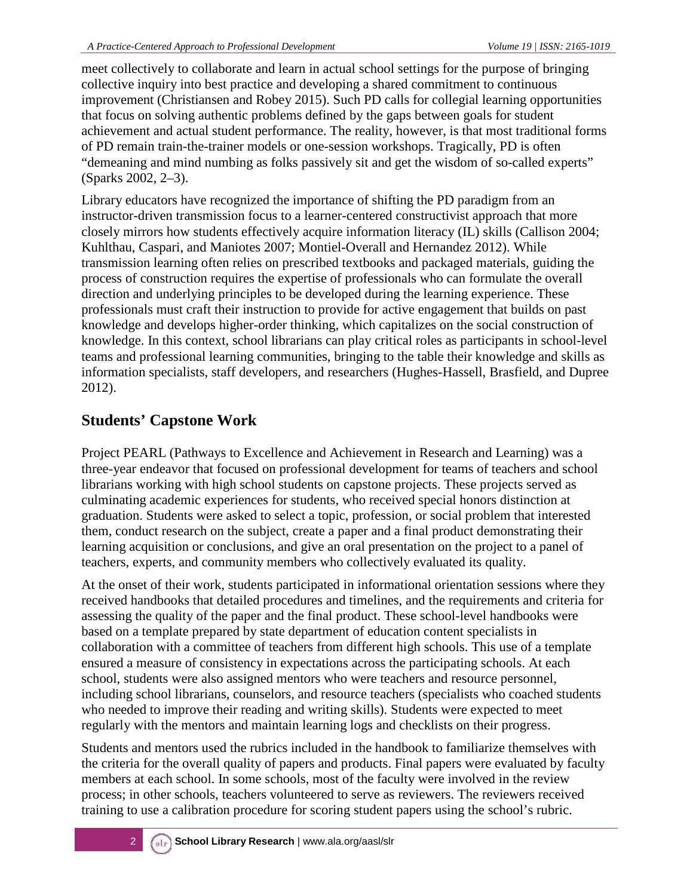meet collectively to collaborate and learn in actual school settings for the purpose of bringing collective inquiry into best practice and developing a shared commitment to continuous improvement (Christiansen and Robey 2015). Such PD calls for collegial learning opportunities that focus on solving authentic problems defined by the gaps between goals for student achievement and actual student performance. The reality, however, is that most traditional forms of PD remain train-the-trainer models or one-session workshops. Tragically, PD is often "demeaning and mind numbing as folks passively sit and get the wisdom of so-called experts" (Sparks 2002, 2–3).

Library educators have recognized the importance of shifting the PD paradigm from an instructor-driven transmission focus to a learner-centered constructivist approach that more closely mirrors how students effectively acquire information literacy (IL) skills (Callison 2004; Kuhlthau, Caspari, and Maniotes 2007; Montiel-Overall and Hernandez 2012). While transmission learning often relies on prescribed textbooks and packaged materials, guiding the process of construction requires the expertise of professionals who can formulate the overall direction and underlying principles to be developed during the learning experience. These professionals must craft their instruction to provide for active engagement that builds on past knowledge and develops higher-order thinking, which capitalizes on the social construction of knowledge. In this context, school librarians can play critical roles as participants in school-level teams and professional learning communities, bringing to the table their knowledge and skills as information specialists, staff developers, and researchers (Hughes-Hassell, Brasfield, and Dupree 2012).

## Students' Capstone Work

Project PEARL (Pathways to Excellence and Achievement in Research and Learning) was a three-year endeavor that focused on professional development for teams of teachers and school librarians working with high school students on capstone projects. These projects served as culminating academic experiences for students, who received special honors distinction at graduation. Students were asked to select a topic, profession, or social problem that interested them, conduct research on the subject, create a paper and a final product demonstrating their learning acquisition or conclusions, and give an oral presentation on the project to a panel of teachers, experts, and community members who collectively evaluated its quality.

At the onset of their work, students participated in informational orientation sessions where they received handbooks that detailed procedures and timelines, and the requirements and criteria for assessing the quality of the paper and the final product. These school-level handbooks were based on a template prepared by state department of education content specialists in collaboration with a committee of teachers from different high schools. This use of a template ensured a measure of consistency in expectations across the participating schools. At each school, students were also assigned mentors who were teachers and resource personnel, including school librarians, counselors, and resource teachers (specialists who coached students who needed to improve their reading and writing skills). Students were expected to meet regularly with the mentors and maintain learning logs and checklists on their progress.

Students and mentors used the rubrics included in the handbook to familiarize themselves with the criteria for the overall quality of papers and products. Final papers were evaluated by faculty members at each school. In some schools, most of the faculty were involved in the review process; in other schools, teachers volunteered to serve as reviewers. The reviewers received training to use a calibration procedure for scoring student papers using the school's rubric.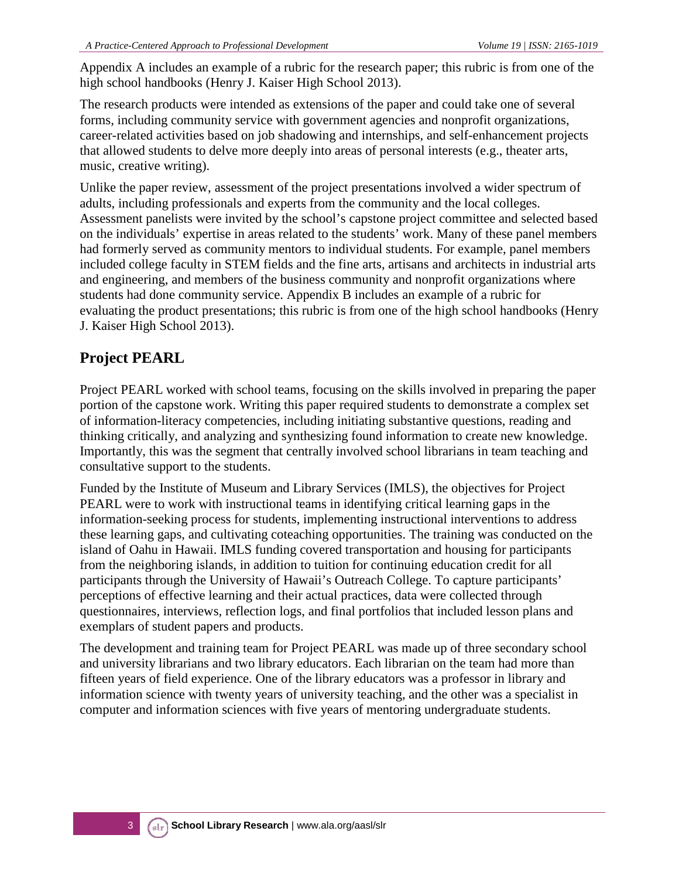Appendix A includes an example of a rubric for the research paper; this rubric is from one of the high school handbooks (Henry J. Kaiser High School 2013).

The research products were intended as extensions of the paper and could take one of several forms, including community service with government agencies and nonprofit organizations, career-related activities based on job shadowing and internships, and self-enhancement projects that allowed students to delve more deeply into areas of personal interests (e.g., theater arts, music, creative writing).

Unlike the paper review, assessment of the project presentations involved a wider spectrum of adults, including professionals and experts from the community and the local colleges. Assessment panelists were invited by the school's capstone project committee and selected based on the individuals' expertise in areas related to the students' work. Many of these panel members had formerly served as community mentors to individual students. For example, panel members included college faculty in STEM fields and the fine arts, artisans and architects in industrial arts and engineering, and members of the business community and nonprofit organizations where students had done community service. Appendix B includes an example of a rubric for evaluating the product presentations; this rubric is from one of the high school handbooks (Henry J. Kaiser High School 2013).

## Project PEARL

Project PEARL worked with school teams, focusing on the skills involved in preparing the paper portion of the capstone work. Writing this paper required students to demonstrate a complex set of information-literacy competencies, including initiating substantive questions, reading and thinking critically, and analyzing and synthesizing found information to create new knowledge. Importantly, this was the segment that centrally involved school librarians in team teaching and consultative support to the students.

Funded by the Institute of Museum and Library Services (IMLS), the objectives for Project PEARL were to work with instructional teams in identifying critical learning gaps in the information-seeking process for students, implementing instructional interventions to address these learning gaps, and cultivating coteaching opportunities. The training was conducted on the island of Oahu in Hawaii. IMLS funding covered transportation and housing for participants from the neighboring islands, in addition to tuition for continuing education credit for all participants through the University of Hawaii's Outreach College. To capture participants' perceptions of effective learning and their actual practices, data were collected through questionnaires, interviews, reflection logs, and final portfolios that included lesson plans and exemplars of student papers and products.

The development and training team for Project PEARL was made up of three secondary school and university librarians and two library educators. Each librarian on the team had more than fifteen years of field experience. One of the library educators was a professor in library and information science with twenty years of university teaching, and the other was a specialist in computer and information sciences with five years of mentoring undergraduate students.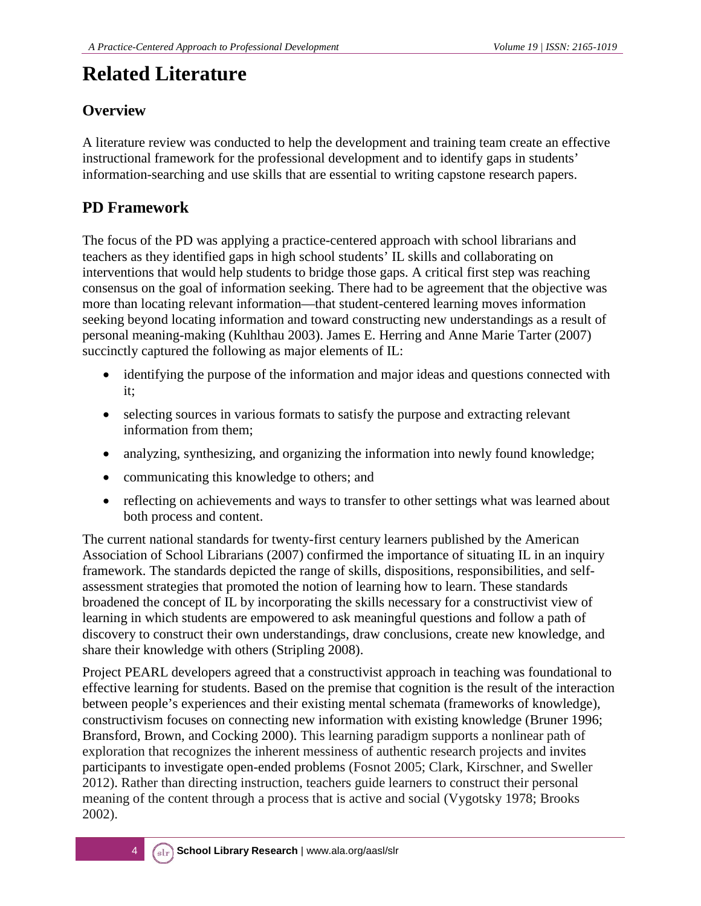# Related Literature

## Overview

A literature review was conducted to help the development and training team create an effective instructional framework for the professional development and to identify gaps in students' information-searching and use skills that are essential to writing capstone research papers.

## PD Framework

The focus of the PD was applying a practice-centered approach with school librarians and teachers as they identified gaps in high school students' IL skills and collaborating on interventions that would help students to bridge those gaps. A critical first step was reaching consensus on the goal of information seeking. There had to be agreement that the objective was more than locating relevant information—that student-centered learning moves information seeking beyond locating information and toward constructing new understandings as a result of personal meaning-making (Kuhlthau 2003). James E. Herring and Anne Marie Tarter (2007) succinctly captured the following as major elements of IL:

- identifying the purpose of the information and major ideas and questions connected with it;
- selecting sources in various formats to satisfy the purpose and extracting relevant information from them;
- analyzing, synthesizing, and organizing the information into newly found knowledge;
- communicating this knowledge to others; and
- reflecting on achievements and ways to transfer to other settings what was learned about both process and content.

The current national standards for twenty-first century learners published by the American Association of School Librarians (2007) confirmed the importance of situating IL in an inquiry framework. The standards depicted the range of skills, dispositions, responsibilities, and self-assessment strategies that promoted the notion of learning how to learn. These standards broadened the concept of IL by incorporating the skills necessary for a constructivist view of learning in which students are empowered to ask meaningful questions and follow a path of discovery to construct their own understandings, draw conclusions, create new knowledge, and share their knowledge with others (Stripling 2008).

Project PEARL developers agreed that a constructivist approach in teaching was foundational to effective learning for students. Based on the premise that cognition is the result of the interaction between people's experiences and their existing mental schemata (frameworks of knowledge), constructivism focuses on connecting new information with existing knowledge (Bruner 1996; Bransford, Brown, and Cocking 2000). This learning paradigm supports a nonlinear path of exploration that recognizes the inherent messiness of authentic research projects and invites participants to investigate open-ended problems (Fosnot 2005; Clark, Kirschner, and Sweller 2012). Rather than directing instruction, teachers guide learners to construct their personal meaning of the content through a process that is active and social (Vygotsky 1978; Brooks 2002).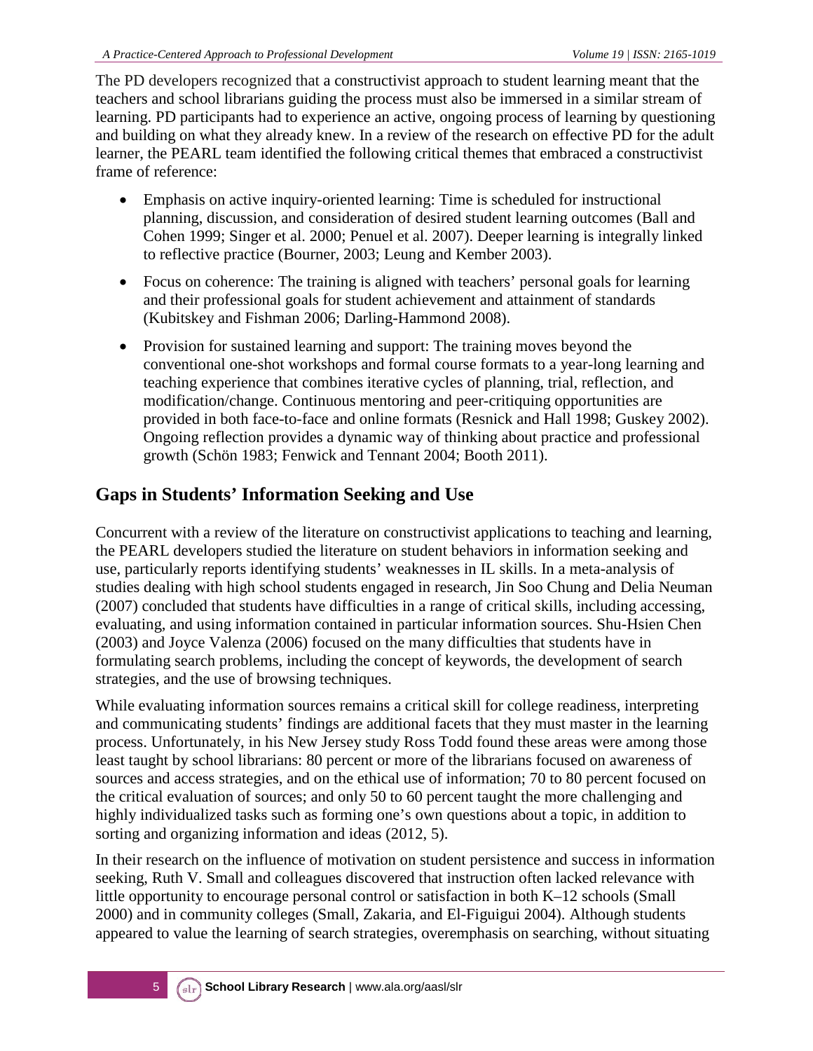The PD developers recognized that a constructivist approach to student learning meant that the teachers and school librarians guiding the process must also be immersed in a similar stream of learning. PD participants had to experience an active, ongoing process of learning by questioning and building on what they already knew. In a review of the research on effective PD for the adult learner, the PEARL team identified the following critical themes that embraced a constructivist frame of reference:

- Emphasis on active inquiry-oriented learning: Time is scheduled for instructional planning, discussion, and consideration of desired student learning outcomes (Ball and Cohen 1999; Singer et al. 2000; Penuel et al. 2007). Deeper learning is integrally linked to reflective practice (Bourner, 2003; Leung and Kember 2003).
- Focus on coherence: The training is aligned with teachers' personal goals for learning and their professional goals for student achievement and attainment of standards (Kubitskey and Fishman 2006; Darling-Hammond 2008).
- Provision for sustained learning and support: The training moves beyond the conventional one-shot workshops and formal course formats to a year-long learning and teaching experience that combines iterative cycles of planning, trial, reflection, and modification/change. Continuous mentoring and peer-critiquing opportunities are provided in both face-to-face and online formats (Resnick and Hall 1998; Guskey 2002). Ongoing reflection provides a dynamic way of thinking about practice and professional growth (Schön 1983; Fenwick and Tennant 2004; Booth 2011).

## Gaps in Students' Information Seeking and Use

Concurrent with a review of the literature on constructivist applications to teaching and learning, the PEARL developers studied the literature on student behaviors in information seeking and use, particularly reports identifying students' weaknesses in IL skills. In a meta-analysis of studies dealing with high school students engaged in research, Jin Soo Chung and Delia Neuman (2007) concluded that students have difficulties in a range of critical skills, including accessing, evaluating, and using information contained in particular information sources. Shu-Hsien Chen (2003) and Joyce Valenza (2006) focused on the many difficulties that students have in formulating search problems, including the concept of keywords, the development of search strategies, and the use of browsing techniques.

While evaluating information sources remains a critical skill for college readiness, interpreting and communicating students' findings are additional facets that they must master in the learning process. Unfortunately, in his New Jersey study Ross Todd found these areas were among those least taught by school librarians: 80 percent or more of the librarians focused on awareness of sources and access strategies, and on the ethical use of information; 70 to 80 percent focused on the critical evaluation of sources; and only 50 to 60 percent taught the more challenging and highly individualized tasks such as forming one's own questions about a topic, in addition to sorting and organizing information and ideas (2012, 5).

In their research on the influence of motivation on student persistence and success in information seeking, Ruth V. Small and colleagues discovered that instruction often lacked relevance with little opportunity to encourage personal control or satisfaction in both K–12 schools (Small 2000) and in community colleges (Small, Zakaria, and El-Figuigui 2004). Although students appeared to value the learning of search strategies, overemphasis on searching, without situating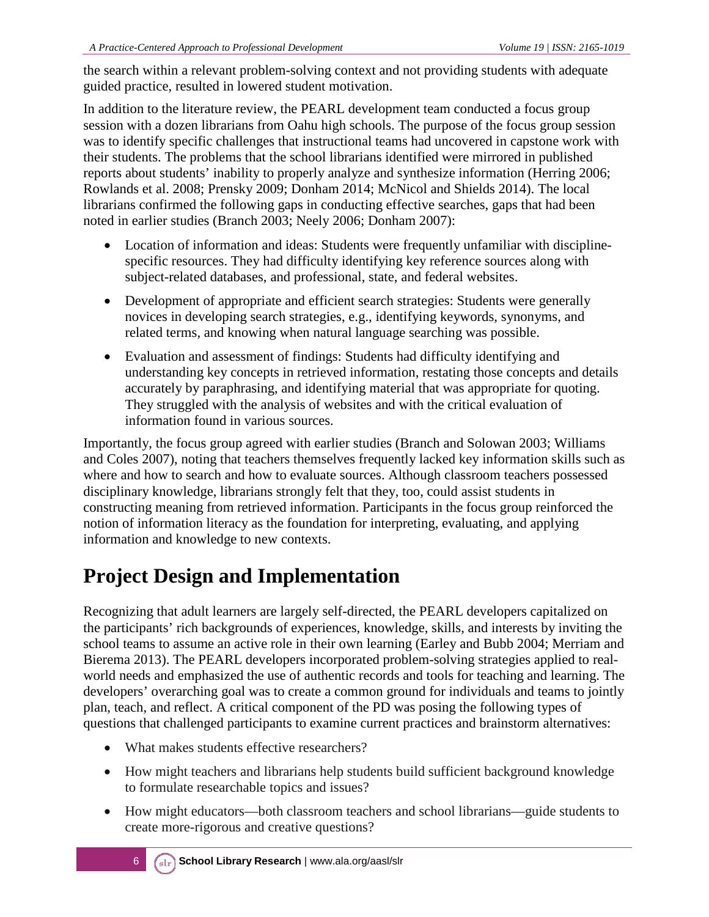the search within a relevant problem-solving context and not providing students with adequate guided practice, resulted in lowered student motivation.

In addition to the literature review, the PEARL development team conducted a focus group session with a dozen librarians from Oahu high schools. The purpose of the focus group session was to identify specific challenges that instructional teams had uncovered in capstone work with their students. The problems that the school librarians identified were mirrored in published reports about students' inability to properly analyze and synthesize information (Herring 2006; Rowlands et al. 2008; Prensky 2009; Donham 2014; McNicol and Shields 2014). The local librarians confirmed the following gaps in conducting effective searches, gaps that had been noted in earlier studies (Branch 2003; Neely 2006; Donham 2007):

- Location of information and ideas: Students were frequently unfamiliar with discipline-specific resources. They had difficulty identifying key reference sources along with subject-related databases, and professional, state, and federal websites.
- Development of appropriate and efficient search strategies: Students were generally novices in developing search strategies, e.g., identifying keywords, synonyms, and related terms, and knowing when natural language searching was possible.
- Evaluation and assessment of findings: Students had difficulty identifying and understanding key concepts in retrieved information, restating those concepts and details accurately by paraphrasing, and identifying material that was appropriate for quoting. They struggled with the analysis of websites and with the critical evaluation of information found in various sources.

Importantly, the focus group agreed with earlier studies (Branch and Solowan 2003; Williams and Coles 2007), noting that teachers themselves frequently lacked key information skills such as where and how to search and how to evaluate sources. Although classroom teachers possessed disciplinary knowledge, librarians strongly felt that they, too, could assist students in constructing meaning from retrieved information. Participants in the focus group reinforced the notion of information literacy as the foundation for interpreting, evaluating, and applying information and knowledge to new contexts.

# Project Design and Implementation

Recognizing that adult learners are largely self-directed, the PEARL developers capitalized on the participants' rich backgrounds of experiences, knowledge, skills, and interests by inviting the school teams to assume an active role in their own learning (Earley and Bubb 2004; Merriam and Bierema 2013). The PEARL developers incorporated problem-solving strategies applied to real-world needs and emphasized the use of authentic records and tools for teaching and learning. The developers' overarching goal was to create a common ground for individuals and teams to jointly plan, teach, and reflect. A critical component of the PD was posing the following types of questions that challenged participants to examine current practices and brainstorm alternatives:

- What makes students effective researchers?
- How might teachers and librarians help students build sufficient background knowledge to formulate researchable topics and issues?
- How might educators—both classroom teachers and school librarians—guide students to create more-rigorous and creative questions?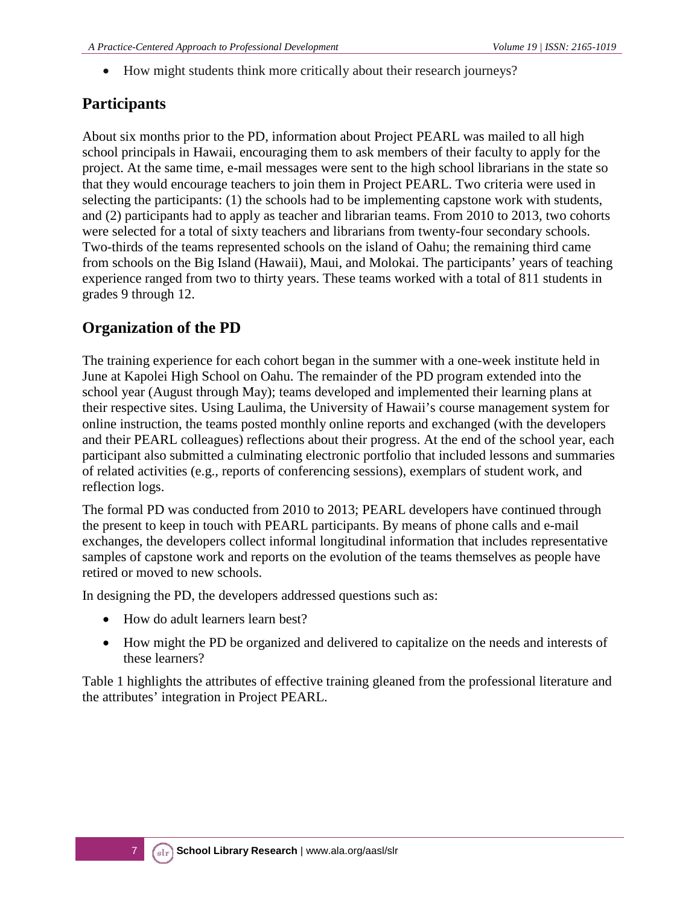- How might students think more critically about their research journeys?

## Participants

About six months prior to the PD, information about Project PEARL was mailed to all high school principals in Hawaii, encouraging them to ask members of their faculty to apply for the project. At the same time, e-mail messages were sent to the high school librarians in the state so that they would encourage teachers to join them in Project PEARL. Two criteria were used in selecting the participants: (1) the schools had to be implementing capstone work with students, and (2) participants had to apply as teacher and librarian teams. From 2010 to 2013, two cohorts were selected for a total of sixty teachers and librarians from twenty-four secondary schools. Two-thirds of the teams represented schools on the island of Oahu; the remaining third came from schools on the Big Island (Hawaii), Maui, and Molokai. The participants' years of teaching experience ranged from two to thirty years. These teams worked with a total of 811 students in grades 9 through 12.

## Organization of the PD

The training experience for each cohort began in the summer with a one-week institute held in June at Kapolei High School on Oahu. The remainder of the PD program extended into the school year (August through May); teams developed and implemented their learning plans at their respective sites. Using Laulima, the University of Hawaii's course management system for online instruction, the teams posted monthly online reports and exchanged (with the developers and their PEARL colleagues) reflections about their progress. At the end of the school year, each participant also submitted a culminating electronic portfolio that included lessons and summaries of related activities (e.g., reports of conferencing sessions), exemplars of student work, and reflection logs.

The formal PD was conducted from 2010 to 2013; PEARL developers have continued through the present to keep in touch with PEARL participants. By means of phone calls and e-mail exchanges, the developers collect informal longitudinal information that includes representative samples of capstone work and reports on the evolution of the teams themselves as people have retired or moved to new schools.

In designing the PD, the developers addressed questions such as:

- How do adult learners learn best?
- How might the PD be organized and delivered to capitalize on the needs and interests of these learners?

Table 1 highlights the attributes of effective training gleaned from the professional literature and the attributes' integration in Project PEARL.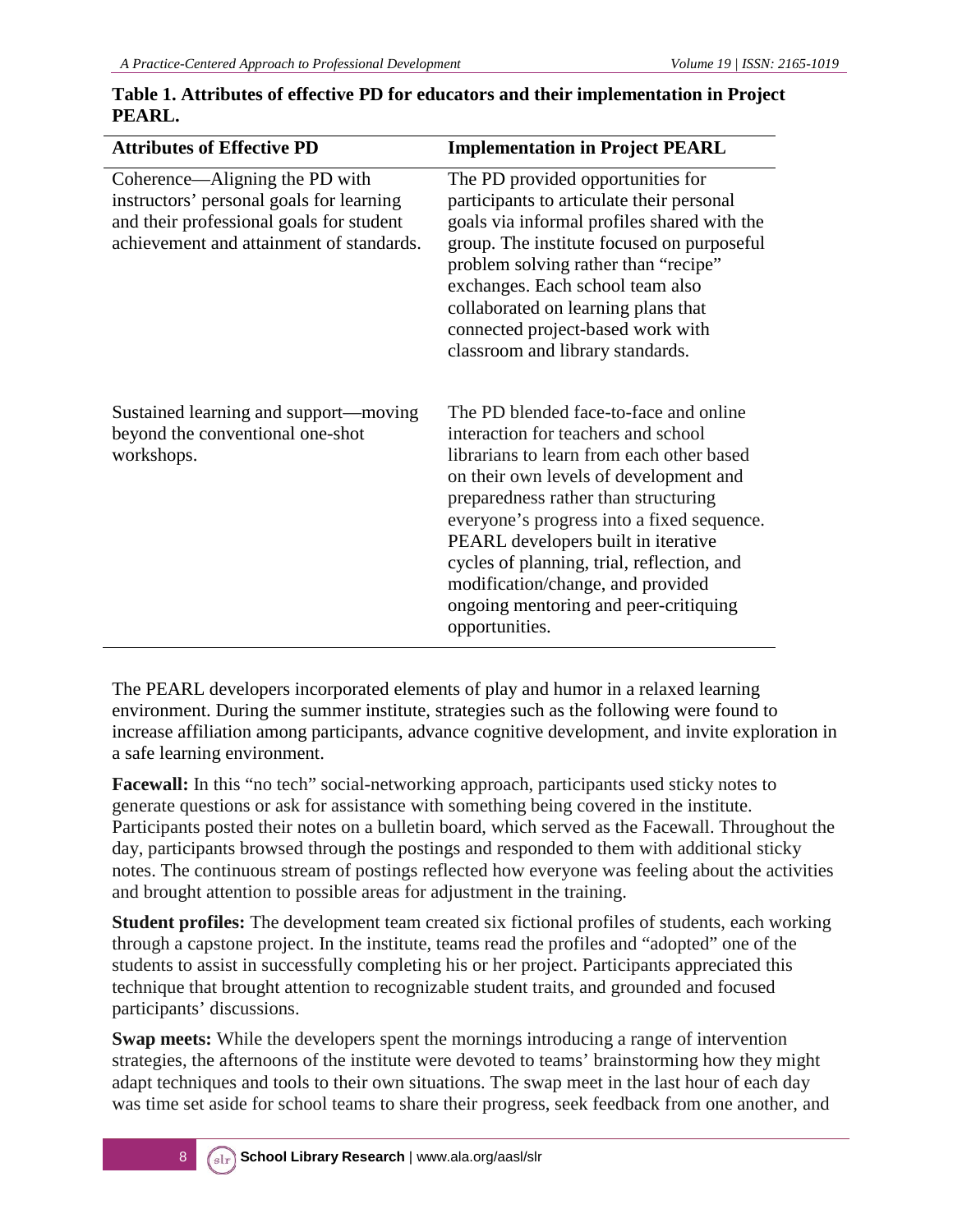**Table 1. Attributes of effective PD for educators and their implementation in Project PEARL.**

| Attributes of Effective PD | Implementation in Project PEARL |
|---|---|
| Coherence—Aligning the PD with instructors' personal goals for learning and their professional goals for student achievement and attainment of standards. | The PD provided opportunities for participants to articulate their personal goals via informal profiles shared with the group. The institute focused on purposeful problem solving rather than "recipe" exchanges. Each school team also collaborated on learning plans that connected project-based work with classroom and library standards. |
| Sustained learning and support—moving beyond the conventional one-shot workshops. | The PD blended face-to-face and online interaction for teachers and school librarians to learn from each other based on their own levels of development and preparedness rather than structuring everyone's progress into a fixed sequence. PEARL developers built in iterative cycles of planning, trial, reflection, and modification/change, and provided ongoing mentoring and peer-critiquing opportunities. |

The PEARL developers incorporated elements of play and humor in a relaxed learning environment. During the summer institute, strategies such as the following were found to increase affiliation among participants, advance cognitive development, and invite exploration in a safe learning environment.

**Facewall:** In this "no tech" social-networking approach, participants used sticky notes to generate questions or ask for assistance with something being covered in the institute. Participants posted their notes on a bulletin board, which served as the Facewall. Throughout the day, participants browsed through the postings and responded to them with additional sticky notes. The continuous stream of postings reflected how everyone was feeling about the activities and brought attention to possible areas for adjustment in the training.

**Student profiles:** The development team created six fictional profiles of students, each working through a capstone project. In the institute, teams read the profiles and "adopted" one of the students to assist in successfully completing his or her project. Participants appreciated this technique that brought attention to recognizable student traits, and grounded and focused participants' discussions.

**Swap meets:** While the developers spent the mornings introducing a range of intervention strategies, the afternoons of the institute were devoted to teams' brainstorming how they might adapt techniques and tools to their own situations. The swap meet in the last hour of each day was time set aside for school teams to share their progress, seek feedback from one another, and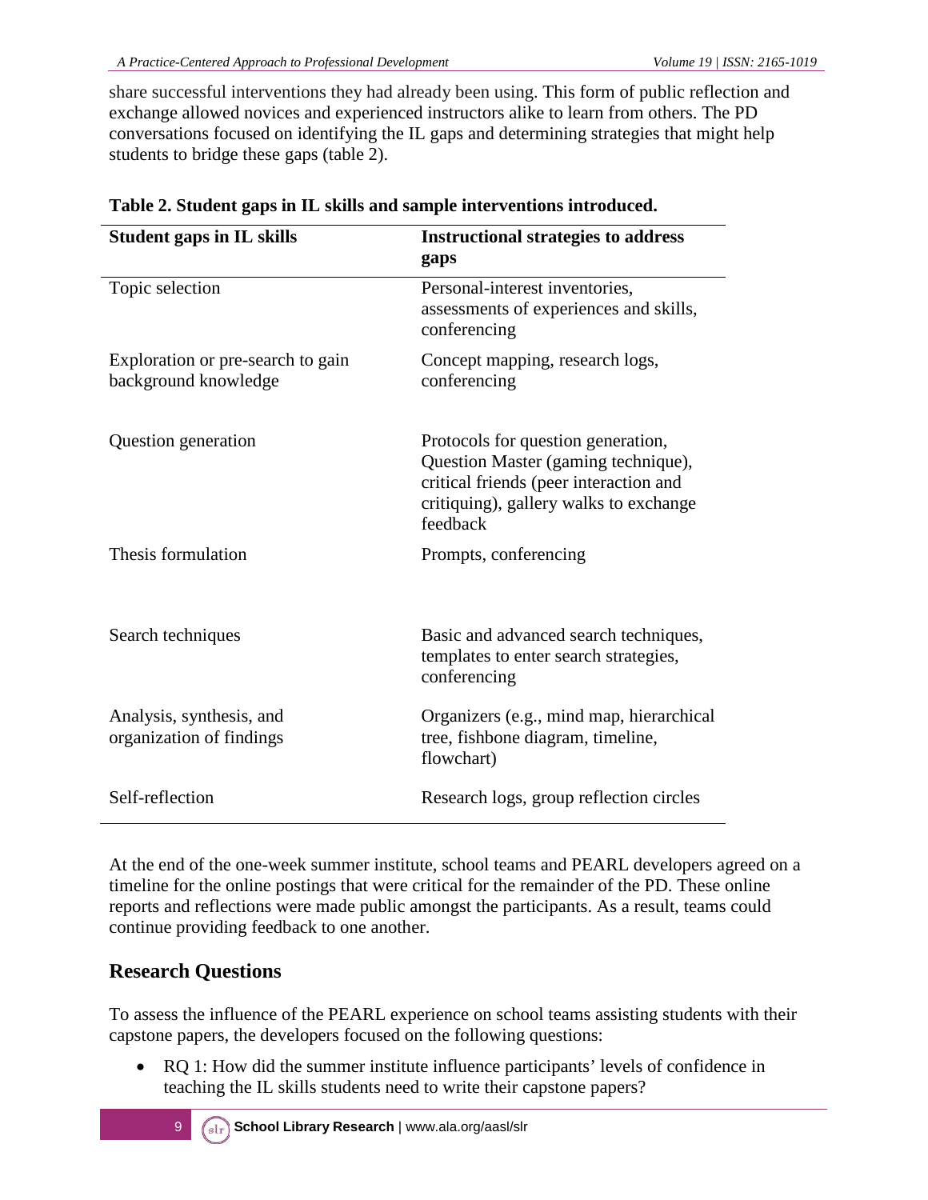share successful interventions they had already been using. This form of public reflection and exchange allowed novices and experienced instructors alike to learn from others. The PD conversations focused on identifying the IL gaps and determining strategies that might help students to bridge these gaps (table 2).

**Table 2. Student gaps in IL skills and sample interventions introduced.**

| Student gaps in IL skills | Instructional strategies to address gaps |
|---|---|
| Topic selection | Personal-interest inventories, assessments of experiences and skills, conferencing |
| Exploration or pre-search to gain background knowledge | Concept mapping, research logs, conferencing |
| Question generation | Protocols for question generation, Question Master (gaming technique), critical friends (peer interaction and critiquing), gallery walks to exchange feedback |
| Thesis formulation | Prompts, conferencing |
| Search techniques | Basic and advanced search techniques, templates to enter search strategies, conferencing |
| Analysis, synthesis, and organization of findings | Organizers (e.g., mind map, hierarchical tree, fishbone diagram, timeline, flowchart) |
| Self-reflection | Research logs, group reflection circles |

At the end of the one-week summer institute, school teams and PEARL developers agreed on a timeline for the online postings that were critical for the remainder of the PD. These online reports and reflections were made public amongst the participants. As a result, teams could continue providing feedback to one another.

## Research Questions

To assess the influence of the PEARL experience on school teams assisting students with their capstone papers, the developers focused on the following questions:

- RQ 1: How did the summer institute influence participants' levels of confidence in teaching the IL skills students need to write their capstone papers?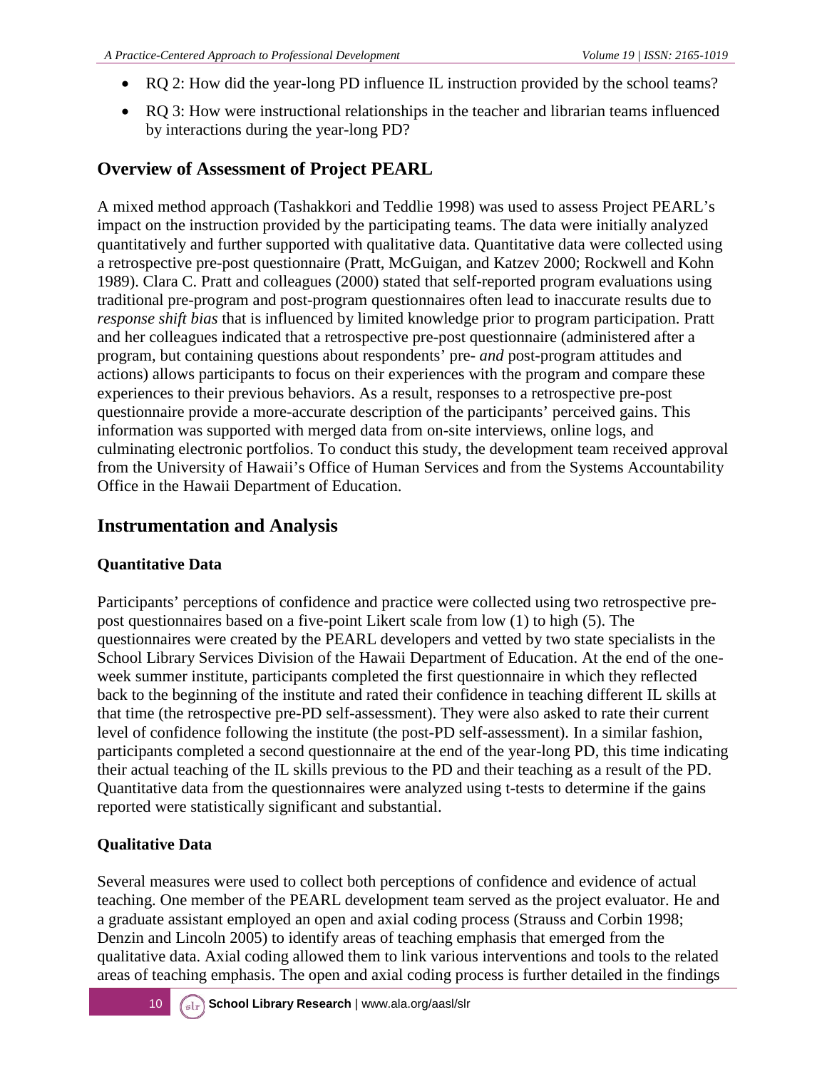- RQ 2: How did the year-long PD influence IL instruction provided by the school teams?
- RQ 3: How were instructional relationships in the teacher and librarian teams influenced by interactions during the year-long PD?

## Overview of Assessment of Project PEARL

A mixed method approach (Tashakkori and Teddlie 1998) was used to assess Project PEARL's impact on the instruction provided by the participating teams. The data were initially analyzed quantitatively and further supported with qualitative data. Quantitative data were collected using a retrospective pre-post questionnaire (Pratt, McGuigan, and Katzev 2000; Rockwell and Kohn 1989). Clara C. Pratt and colleagues (2000) stated that self-reported program evaluations using traditional pre-program and post-program questionnaires often lead to inaccurate results due to *response shift bias* that is influenced by limited knowledge prior to program participation. Pratt and her colleagues indicated that a retrospective pre-post questionnaire (administered after a program, but containing questions about respondents' pre- *and* post-program attitudes and actions) allows participants to focus on their experiences with the program and compare these experiences to their previous behaviors. As a result, responses to a retrospective pre-post questionnaire provide a more-accurate description of the participants' perceived gains. This information was supported with merged data from on-site interviews, online logs, and culminating electronic portfolios. To conduct this study, the development team received approval from the University of Hawaii's Office of Human Services and from the Systems Accountability Office in the Hawaii Department of Education.

## Instrumentation and Analysis

### Quantitative Data

Participants' perceptions of confidence and practice were collected using two retrospective pre-post questionnaires based on a five-point Likert scale from low (1) to high (5). The questionnaires were created by the PEARL developers and vetted by two state specialists in the School Library Services Division of the Hawaii Department of Education. At the end of the one-week summer institute, participants completed the first questionnaire in which they reflected back to the beginning of the institute and rated their confidence in teaching different IL skills at that time (the retrospective pre-PD self-assessment). They were also asked to rate their current level of confidence following the institute (the post-PD self-assessment). In a similar fashion, participants completed a second questionnaire at the end of the year-long PD, this time indicating their actual teaching of the IL skills previous to the PD and their teaching as a result of the PD. Quantitative data from the questionnaires were analyzed using t-tests to determine if the gains reported were statistically significant and substantial.

### Qualitative Data

Several measures were used to collect both perceptions of confidence and evidence of actual teaching. One member of the PEARL development team served as the project evaluator. He and a graduate assistant employed an open and axial coding process (Strauss and Corbin 1998; Denzin and Lincoln 2005) to identify areas of teaching emphasis that emerged from the qualitative data. Axial coding allowed them to link various interventions and tools to the related areas of teaching emphasis. The open and axial coding process is further detailed in the findings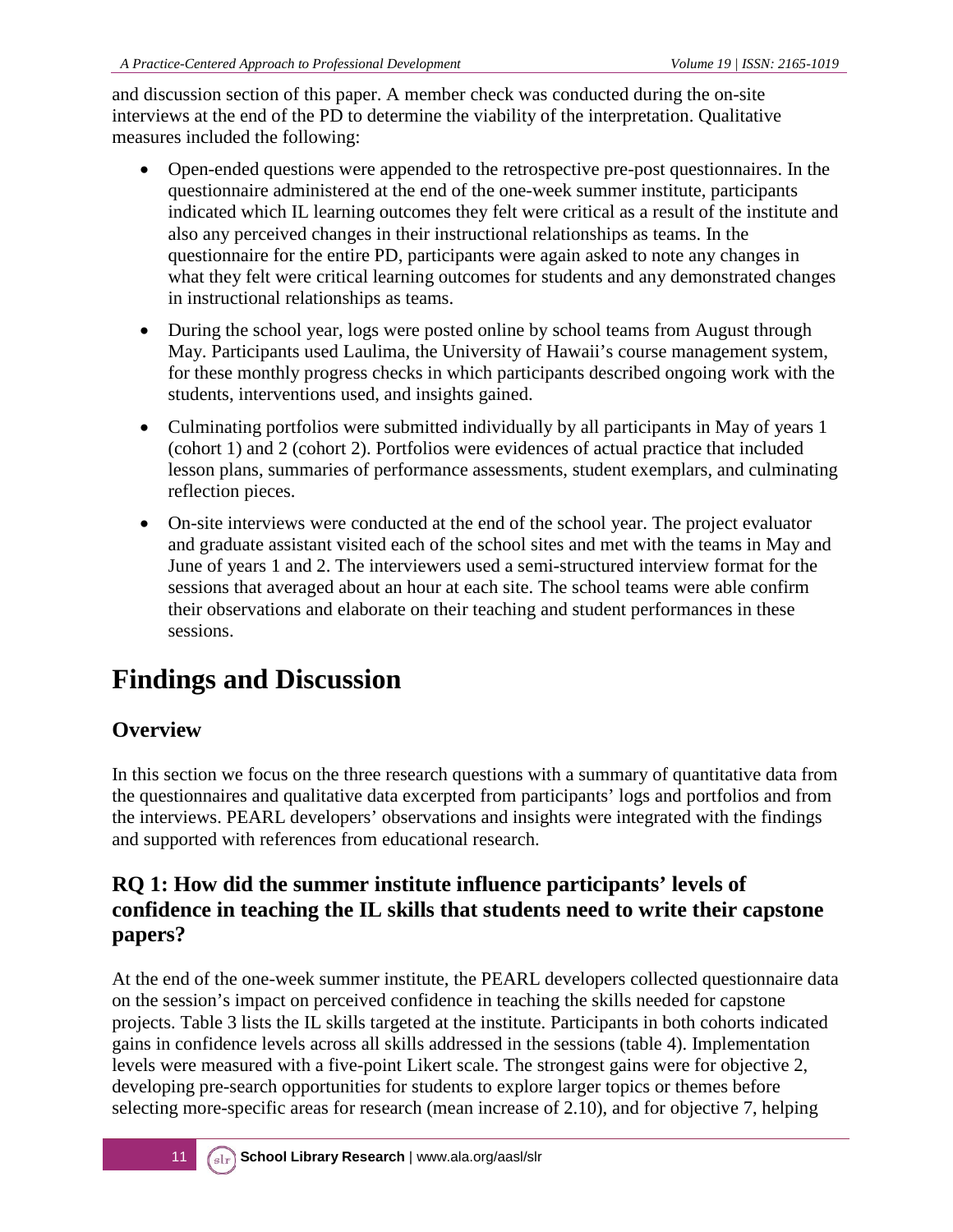and discussion section of this paper. A member check was conducted during the on-site interviews at the end of the PD to determine the viability of the interpretation. Qualitative measures included the following:

- Open-ended questions were appended to the retrospective pre-post questionnaires. In the questionnaire administered at the end of the one-week summer institute, participants indicated which IL learning outcomes they felt were critical as a result of the institute and also any perceived changes in their instructional relationships as teams. In the questionnaire for the entire PD, participants were again asked to note any changes in what they felt were critical learning outcomes for students and any demonstrated changes in instructional relationships as teams.
- During the school year, logs were posted online by school teams from August through May. Participants used Laulima, the University of Hawaii's course management system, for these monthly progress checks in which participants described ongoing work with the students, interventions used, and insights gained.
- Culminating portfolios were submitted individually by all participants in May of years 1 (cohort 1) and 2 (cohort 2). Portfolios were evidences of actual practice that included lesson plans, summaries of performance assessments, student exemplars, and culminating reflection pieces.
- On-site interviews were conducted at the end of the school year. The project evaluator and graduate assistant visited each of the school sites and met with the teams in May and June of years 1 and 2. The interviewers used a semi-structured interview format for the sessions that averaged about an hour at each site. The school teams were able confirm their observations and elaborate on their teaching and student performances in these sessions.

# Findings and Discussion

## Overview

In this section we focus on the three research questions with a summary of quantitative data from the questionnaires and qualitative data excerpted from participants' logs and portfolios and from the interviews. PEARL developers' observations and insights were integrated with the findings and supported with references from educational research.

## RQ 1: How did the summer institute influence participants' levels of confidence in teaching the IL skills that students need to write their capstone papers?

At the end of the one-week summer institute, the PEARL developers collected questionnaire data on the session's impact on perceived confidence in teaching the skills needed for capstone projects. Table 3 lists the IL skills targeted at the institute. Participants in both cohorts indicated gains in confidence levels across all skills addressed in the sessions (table 4). Implementation levels were measured with a five-point Likert scale. The strongest gains were for objective 2, developing pre-search opportunities for students to explore larger topics or themes before selecting more-specific areas for research (mean increase of 2.10), and for objective 7, helping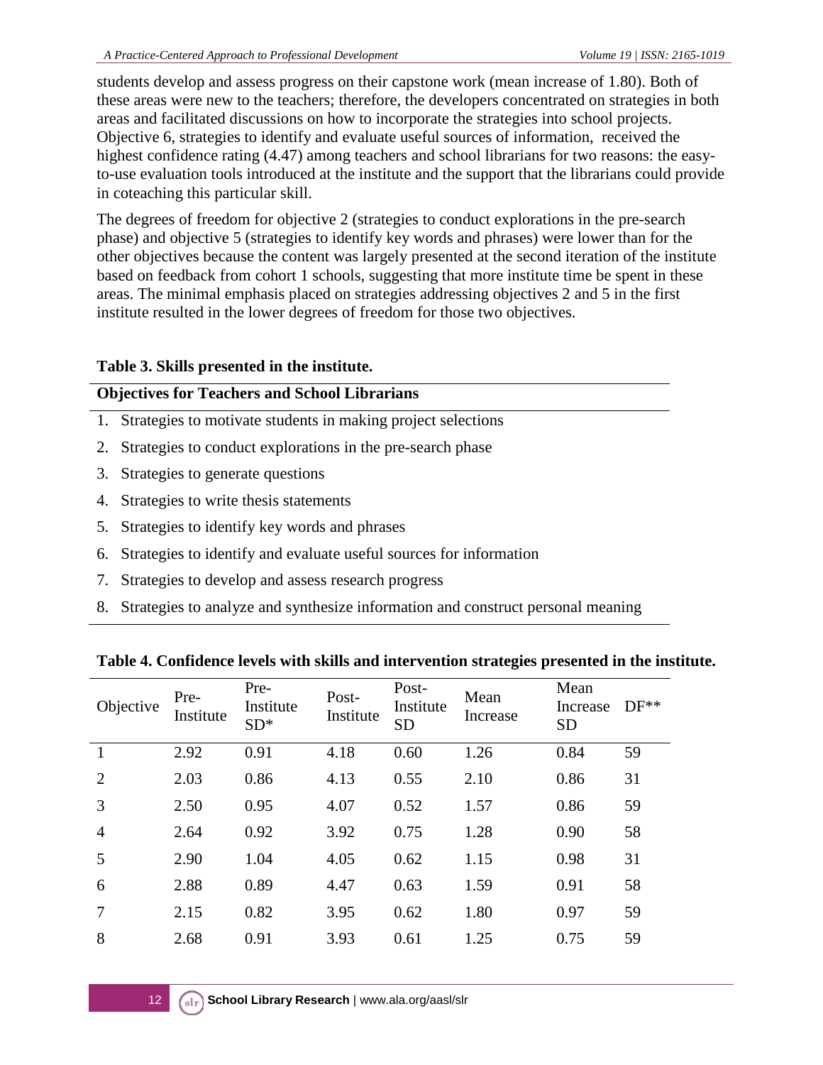students develop and assess progress on their capstone work (mean increase of 1.80). Both of these areas were new to the teachers; therefore, the developers concentrated on strategies in both areas and facilitated discussions on how to incorporate the strategies into school projects. Objective 6, strategies to identify and evaluate useful sources of information, received the highest confidence rating (4.47) among teachers and school librarians for two reasons: the easy-to-use evaluation tools introduced at the institute and the support that the librarians could provide in coteaching this particular skill.

The degrees of freedom for objective 2 (strategies to conduct explorations in the pre-search phase) and objective 5 (strategies to identify key words and phrases) were lower than for the other objectives because the content was largely presented at the second iteration of the institute based on feedback from cohort 1 schools, suggesting that more institute time be spent in these areas. The minimal emphasis placed on strategies addressing objectives 2 and 5 in the first institute resulted in the lower degrees of freedom for those two objectives.

**Table 3. Skills presented in the institute.**

| **Objectives for Teachers and School Librarians** |
|---|
| 1. Strategies to motivate students in making project selections |
| 2. Strategies to conduct explorations in the pre-search phase |
| 3. Strategies to generate questions |
| 4. Strategies to write thesis statements |
| 5. Strategies to identify key words and phrases |
| 6. Strategies to identify and evaluate useful sources for information |
| 7. Strategies to develop and assess research progress |
| 8. Strategies to analyze and synthesize information and construct personal meaning |

**Table 4. Confidence levels with skills and intervention strategies presented in the institute.**

| Objective | Pre-Institute | Pre-Institute SD* | Post-Institute | Post-Institute SD | Mean Increase | Mean Increase SD | DF** |
|---|---|---|---|---|---|---|---|
| 1 | 2.92 | 0.91 | 4.18 | 0.60 | 1.26 | 0.84 | 59 |
| 2 | 2.03 | 0.86 | 4.13 | 0.55 | 2.10 | 0.86 | 31 |
| 3 | 2.50 | 0.95 | 4.07 | 0.52 | 1.57 | 0.86 | 59 |
| 4 | 2.64 | 0.92 | 3.92 | 0.75 | 1.28 | 0.90 | 58 |
| 5 | 2.90 | 1.04 | 4.05 | 0.62 | 1.15 | 0.98 | 31 |
| 6 | 2.88 | 0.89 | 4.47 | 0.63 | 1.59 | 0.91 | 58 |
| 7 | 2.15 | 0.82 | 3.95 | 0.62 | 1.80 | 0.97 | 59 |
| 8 | 2.68 | 0.91 | 3.93 | 0.61 | 1.25 | 0.75 | 59 |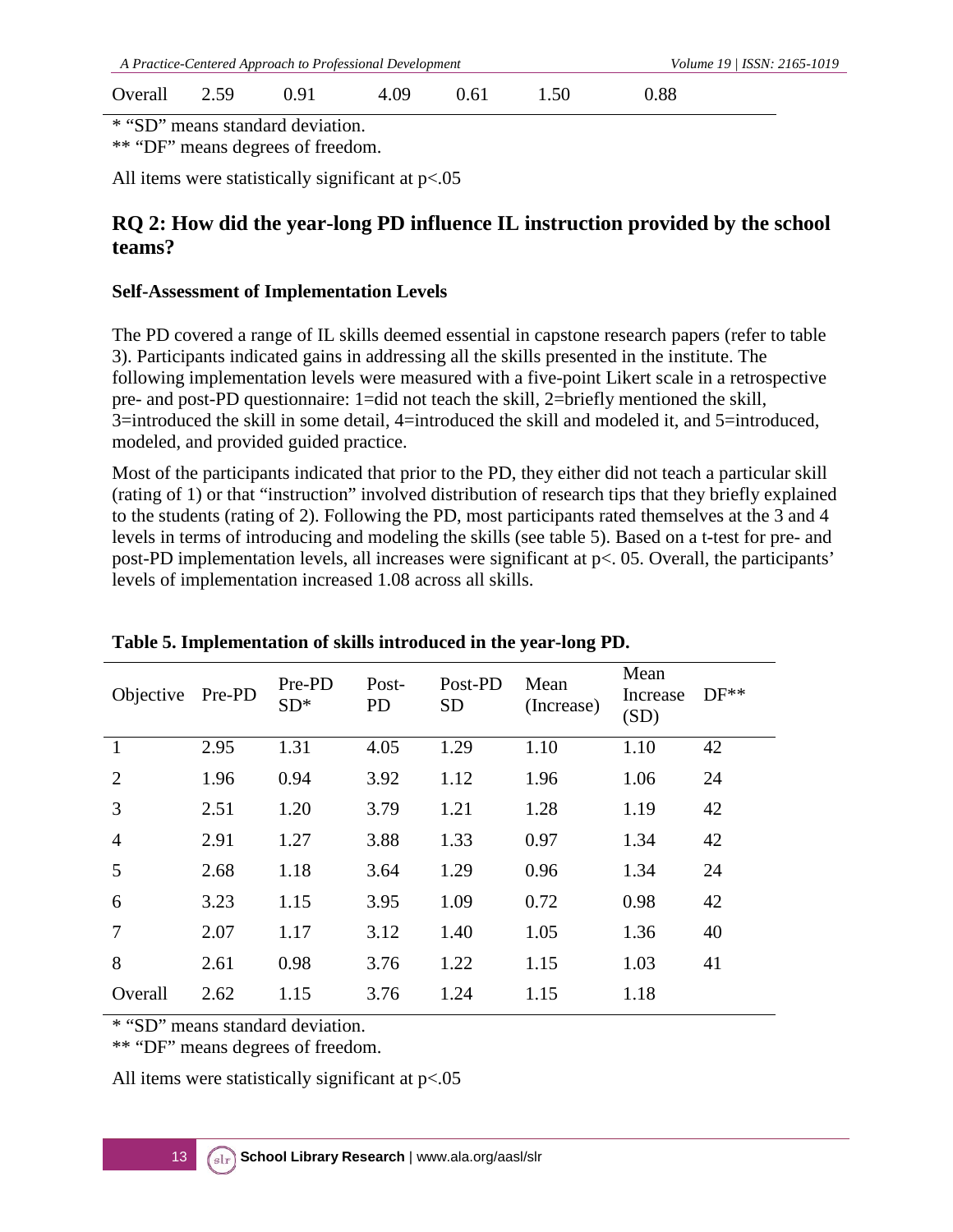| Overall | 2.59 | 0.91 | 4.09 | 0.61 | 1.50 | 0.88 | |
|---|---|---|---|---|---|---|---|

* "SD" means standard deviation.

** "DF" means degrees of freedom.

All items were statistically significant at $p<.05$

## RQ 2: How did the year-long PD influence IL instruction provided by the school teams?

**Self-Assessment of Implementation Levels**

The PD covered a range of IL skills deemed essential in capstone research papers (refer to table 3). Participants indicated gains in addressing all the skills presented in the institute. The following implementation levels were measured with a five-point Likert scale in a retrospective pre- and post-PD questionnaire: 1=did not teach the skill, 2=briefly mentioned the skill, 3=introduced the skill in some detail, 4=introduced the skill and modeled it, and 5=introduced, modeled, and provided guided practice.

Most of the participants indicated that prior to the PD, they either did not teach a particular skill (rating of 1) or that "instruction" involved distribution of research tips that they briefly explained to the students (rating of 2). Following the PD, most participants rated themselves at the 3 and 4 levels in terms of introducing and modeling the skills (see table 5). Based on a t-test for pre- and post-PD implementation levels, all increases were significant at $p< .05$. Overall, the participants' levels of implementation increased 1.08 across all skills.

**Table 5. Implementation of skills introduced in the year-long PD.**

| Objective | Pre-PD | Pre-PD SD* | Post-PD | Post-PD SD | Mean (Increase) | Mean Increase (SD) | DF** |
|---|---|---|---|---|---|---|---|
| 1 | 2.95 | 1.31 | 4.05 | 1.29 | 1.10 | 1.10 | 42 |
| 2 | 1.96 | 0.94 | 3.92 | 1.12 | 1.96 | 1.06 | 24 |
| 3 | 2.51 | 1.20 | 3.79 | 1.21 | 1.28 | 1.19 | 42 |
| 4 | 2.91 | 1.27 | 3.88 | 1.33 | 0.97 | 1.34 | 42 |
| 5 | 2.68 | 1.18 | 3.64 | 1.29 | 0.96 | 1.34 | 24 |
| 6 | 3.23 | 1.15 | 3.95 | 1.09 | 0.72 | 0.98 | 42 |
| 7 | 2.07 | 1.17 | 3.12 | 1.40 | 1.05 | 1.36 | 40 |
| 8 | 2.61 | 0.98 | 3.76 | 1.22 | 1.15 | 1.03 | 41 |
| Overall | 2.62 | 1.15 | 3.76 | 1.24 | 1.15 | 1.18 | |

* "SD" means standard deviation.

** "DF" means degrees of freedom.

All items were statistically significant at $p<.05$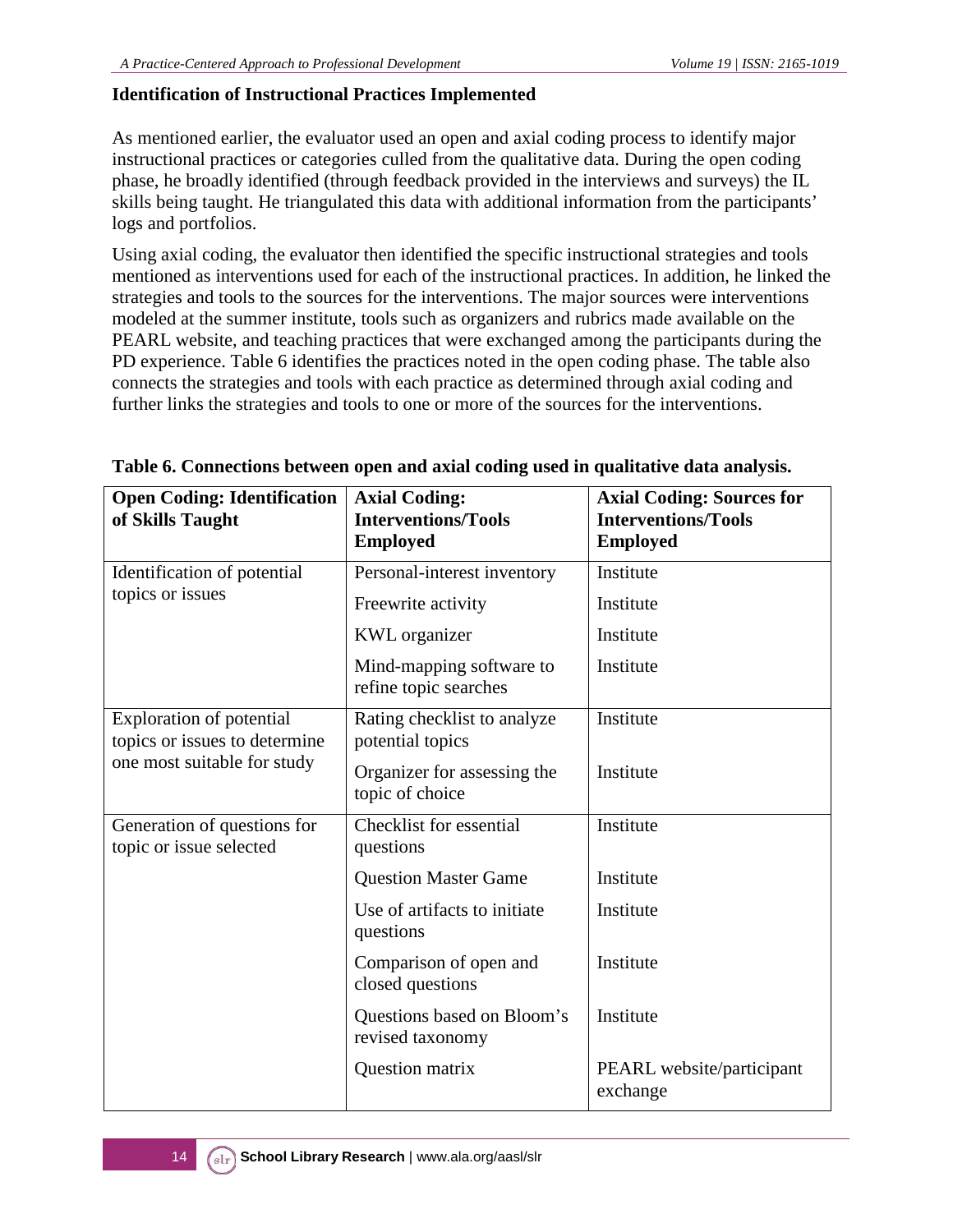### Identification of Instructional Practices Implemented

As mentioned earlier, the evaluator used an open and axial coding process to identify major instructional practices or categories culled from the qualitative data. During the open coding phase, he broadly identified (through feedback provided in the interviews and surveys) the IL skills being taught. He triangulated this data with additional information from the participants' logs and portfolios.

Using axial coding, the evaluator then identified the specific instructional strategies and tools mentioned as interventions used for each of the instructional practices. In addition, he linked the strategies and tools to the sources for the interventions. The major sources were interventions modeled at the summer institute, tools such as organizers and rubrics made available on the PEARL website, and teaching practices that were exchanged among the participants during the PD experience. Table 6 identifies the practices noted in the open coding phase. The table also connects the strategies and tools with each practice as determined through axial coding and further links the strategies and tools to one or more of the sources for the interventions.

**Table 6. Connections between open and axial coding used in qualitative data analysis.**

| Open Coding: Identification of Skills Taught | Axial Coding: Interventions/Tools Employed | Axial Coding: Sources for Interventions/Tools Employed |
|---|---|---|
| Identification of potential topics or issues | Personal-interest inventory | Institute |
| | Freewrite activity | Institute |
| | KWL organizer | Institute |
| | Mind-mapping software to refine topic searches | Institute |
| Exploration of potential topics or issues to determine one most suitable for study | Rating checklist to analyze potential topics | Institute |
| | Organizer for assessing the topic of choice | Institute |
| Generation of questions for topic or issue selected | Checklist for essential questions | Institute |
| | Question Master Game | Institute |
| | Use of artifacts to initiate questions | Institute |
| | Comparison of open and closed questions | Institute |
| | Questions based on Bloom's revised taxonomy | Institute |
| | Question matrix | PEARL website/participant exchange |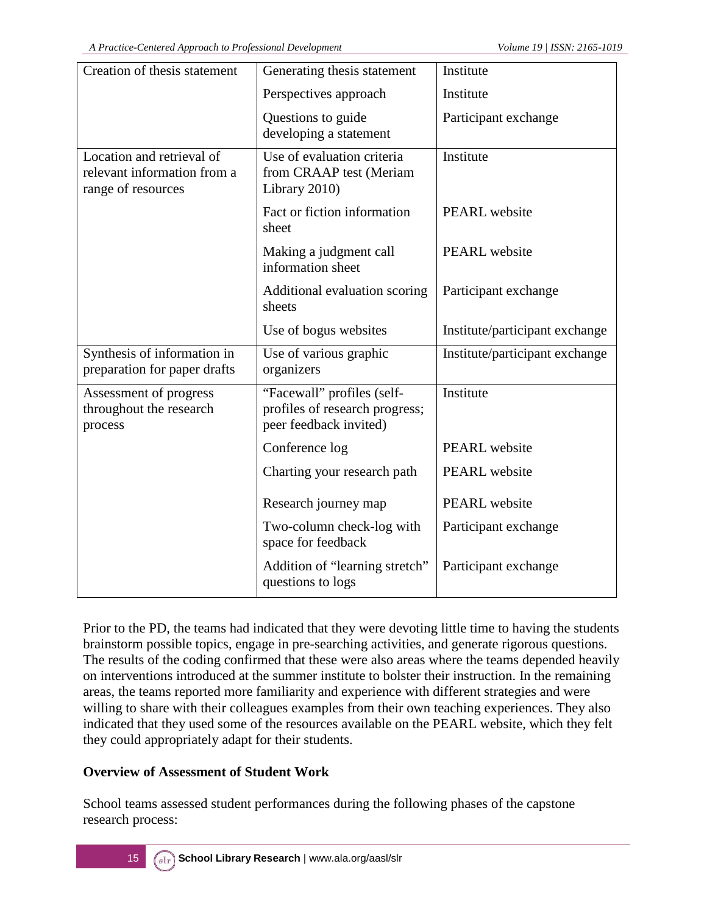| | | |
|---|---|---|
| Creation of thesis statement | Generating thesis statement | Institute |
| | Perspectives approach | Institute |
| | Questions to guide developing a statement | Participant exchange |
| Location and retrieval of relevant information from a range of resources | Use of evaluation criteria from CRAAP test (Meriam Library 2010) | Institute |
| | Fact or fiction information sheet | PEARL website |
| | Making a judgment call information sheet | PEARL website |
| | Additional evaluation scoring sheets | Participant exchange |
| | Use of bogus websites | Institute/participant exchange |
| Synthesis of information in preparation for paper drafts | Use of various graphic organizers | Institute/participant exchange |
| Assessment of progress throughout the research process | "Facewall" profiles (self-profiles of research progress; peer feedback invited) | Institute |
| | Conference log | PEARL website |
| | Charting your research path | PEARL website |
| | Research journey map | PEARL website |
| | Two-column check-log with space for feedback | Participant exchange |
| | Addition of "learning stretch" questions to logs | Participant exchange |

Prior to the PD, the teams had indicated that they were devoting little time to having the students brainstorm possible topics, engage in pre-searching activities, and generate rigorous questions. The results of the coding confirmed that these were also areas where the teams depended heavily on interventions introduced at the summer institute to bolster their instruction. In the remaining areas, the teams reported more familiarity and experience with different strategies and were willing to share with their colleagues examples from their own teaching experiences. They also indicated that they used some of the resources available on the PEARL website, which they felt they could appropriately adapt for their students.

**Overview of Assessment of Student Work**

School teams assessed student performances during the following phases of the capstone research process: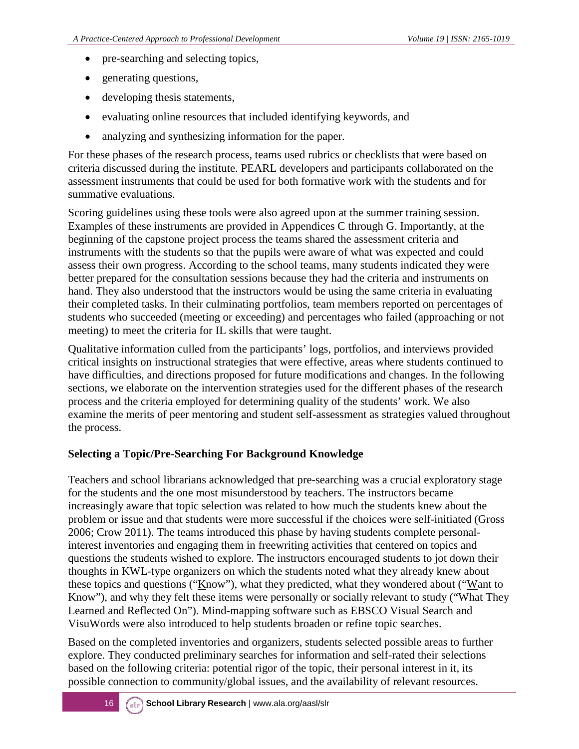- pre-searching and selecting topics,
- generating questions,
- developing thesis statements,
- evaluating online resources that included identifying keywords, and
- analyzing and synthesizing information for the paper.

For these phases of the research process, teams used rubrics or checklists that were based on criteria discussed during the institute. PEARL developers and participants collaborated on the assessment instruments that could be used for both formative work with the students and for summative evaluations.

Scoring guidelines using these tools were also agreed upon at the summer training session. Examples of these instruments are provided in Appendices C through G. Importantly, at the beginning of the capstone project process the teams shared the assessment criteria and instruments with the students so that the pupils were aware of what was expected and could assess their own progress. According to the school teams, many students indicated they were better prepared for the consultation sessions because they had the criteria and instruments on hand. They also understood that the instructors would be using the same criteria in evaluating their completed tasks. In their culminating portfolios, team members reported on percentages of students who succeeded (meeting or exceeding) and percentages who failed (approaching or not meeting) to meet the criteria for IL skills that were taught.

Qualitative information culled from the participants' logs, portfolios, and interviews provided critical insights on instructional strategies that were effective, areas where students continued to have difficulties, and directions proposed for future modifications and changes. In the following sections, we elaborate on the intervention strategies used for the different phases of the research process and the criteria employed for determining quality of the students' work. We also examine the merits of peer mentoring and student self-assessment as strategies valued throughout the process.

### Selecting a Topic/Pre-Searching For Background Knowledge

Teachers and school librarians acknowledged that pre-searching was a crucial exploratory stage for the students and the one most misunderstood by teachers. The instructors became increasingly aware that topic selection was related to how much the students knew about the problem or issue and that students were more successful if the choices were self-initiated (Gross 2006; Crow 2011). The teams introduced this phase by having students complete personal-interest inventories and engaging them in freewriting activities that centered on topics and questions the students wished to explore. The instructors encouraged students to jot down their thoughts in KWL-type organizers on which the students noted what they already knew about these topics and questions ("Know"), what they predicted, what they wondered about ("Want to Know"), and why they felt these items were personally or socially relevant to study ("What They Learned and Reflected On"). Mind-mapping software such as EBSCO Visual Search and VisuWords were also introduced to help students broaden or refine topic searches.

Based on the completed inventories and organizers, students selected possible areas to further explore. They conducted preliminary searches for information and self-rated their selections based on the following criteria: potential rigor of the topic, their personal interest in it, its possible connection to community/global issues, and the availability of relevant resources.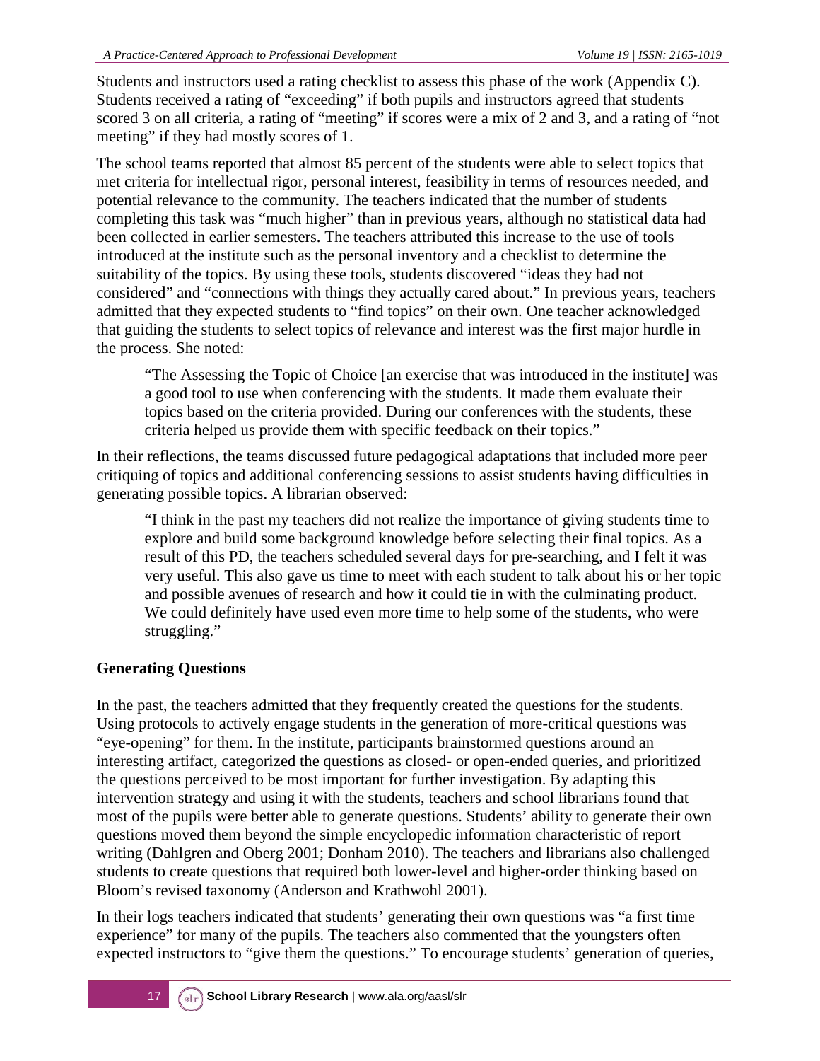Students and instructors used a rating checklist to assess this phase of the work (Appendix C). Students received a rating of "exceeding" if both pupils and instructors agreed that students scored 3 on all criteria, a rating of "meeting" if scores were a mix of 2 and 3, and a rating of "not meeting" if they had mostly scores of 1.

The school teams reported that almost 85 percent of the students were able to select topics that met criteria for intellectual rigor, personal interest, feasibility in terms of resources needed, and potential relevance to the community. The teachers indicated that the number of students completing this task was "much higher" than in previous years, although no statistical data had been collected in earlier semesters. The teachers attributed this increase to the use of tools introduced at the institute such as the personal inventory and a checklist to determine the suitability of the topics. By using these tools, students discovered "ideas they had not considered" and "connections with things they actually cared about." In previous years, teachers admitted that they expected students to "find topics" on their own. One teacher acknowledged that guiding the students to select topics of relevance and interest was the first major hurdle in the process. She noted:

> "The Assessing the Topic of Choice [an exercise that was introduced in the institute] was a good tool to use when conferencing with the students. It made them evaluate their topics based on the criteria provided. During our conferences with the students, these criteria helped us provide them with specific feedback on their topics."

In their reflections, the teams discussed future pedagogical adaptations that included more peer critiquing of topics and additional conferencing sessions to assist students having difficulties in generating possible topics. A librarian observed:

> "I think in the past my teachers did not realize the importance of giving students time to explore and build some background knowledge before selecting their final topics. As a result of this PD, the teachers scheduled several days for pre-searching, and I felt it was very useful. This also gave us time to meet with each student to talk about his or her topic and possible avenues of research and how it could tie in with the culminating product. We could definitely have used even more time to help some of the students, who were struggling."

### Generating Questions

In the past, the teachers admitted that they frequently created the questions for the students. Using protocols to actively engage students in the generation of more-critical questions was "eye-opening" for them. In the institute, participants brainstormed questions around an interesting artifact, categorized the questions as closed- or open-ended queries, and prioritized the questions perceived to be most important for further investigation. By adapting this intervention strategy and using it with the students, teachers and school librarians found that most of the pupils were better able to generate questions. Students' ability to generate their own questions moved them beyond the simple encyclopedic information characteristic of report writing (Dahlgren and Oberg 2001; Donham 2010). The teachers and librarians also challenged students to create questions that required both lower-level and higher-order thinking based on Bloom's revised taxonomy (Anderson and Krathwohl 2001).

In their logs teachers indicated that students' generating their own questions was "a first time experience" for many of the pupils. The teachers also commented that the youngsters often expected instructors to "give them the questions." To encourage students' generation of queries,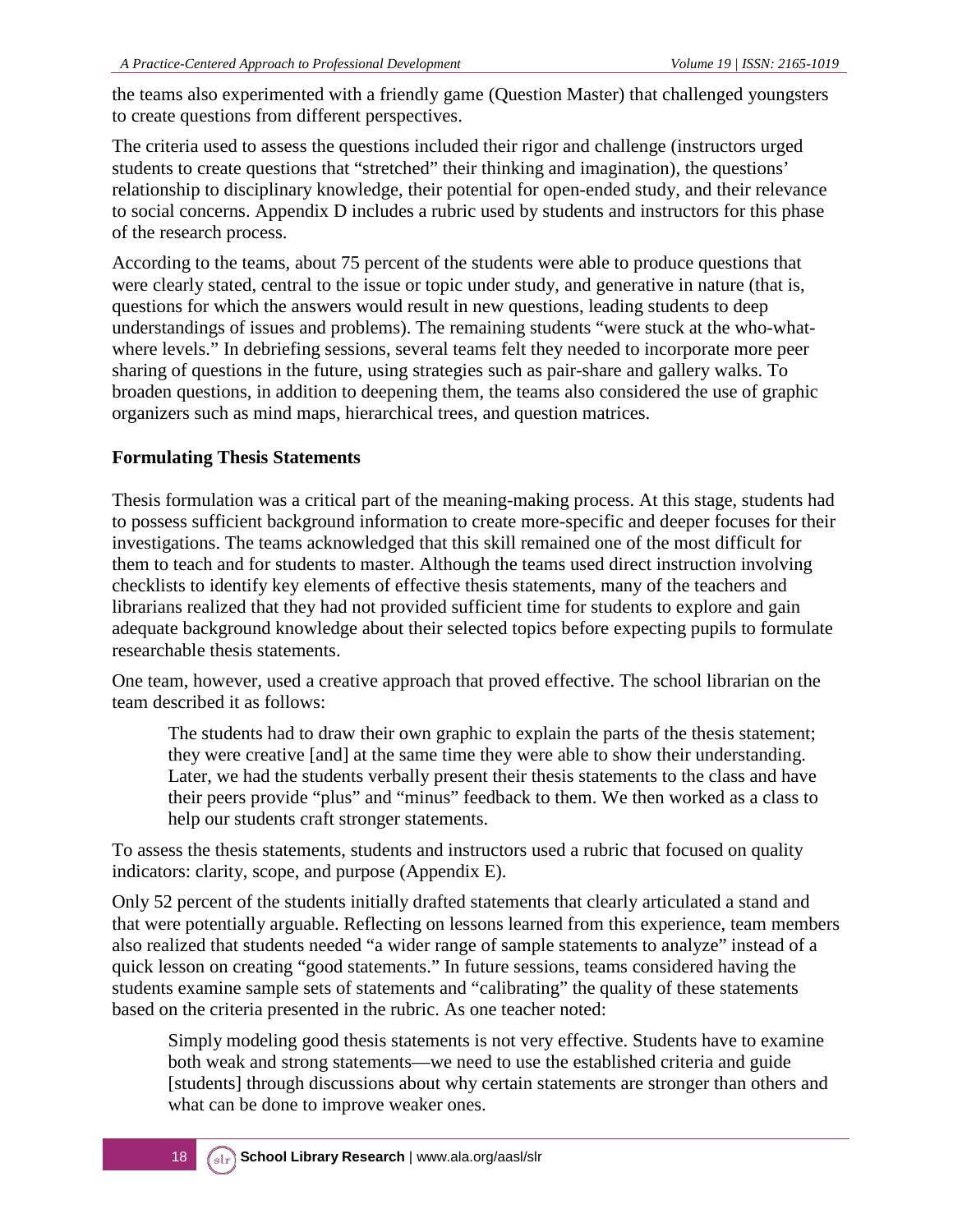the teams also experimented with a friendly game (Question Master) that challenged youngsters to create questions from different perspectives.

The criteria used to assess the questions included their rigor and challenge (instructors urged students to create questions that "stretched" their thinking and imagination), the questions' relationship to disciplinary knowledge, their potential for open-ended study, and their relevance to social concerns. Appendix D includes a rubric used by students and instructors for this phase of the research process.

According to the teams, about 75 percent of the students were able to produce questions that were clearly stated, central to the issue or topic under study, and generative in nature (that is, questions for which the answers would result in new questions, leading students to deep understandings of issues and problems). The remaining students "were stuck at the who-what-where levels." In debriefing sessions, several teams felt they needed to incorporate more peer sharing of questions in the future, using strategies such as pair-share and gallery walks. To broaden questions, in addition to deepening them, the teams also considered the use of graphic organizers such as mind maps, hierarchical trees, and question matrices.

### Formulating Thesis Statements

Thesis formulation was a critical part of the meaning-making process. At this stage, students had to possess sufficient background information to create more-specific and deeper focuses for their investigations. The teams acknowledged that this skill remained one of the most difficult for them to teach and for students to master. Although the teams used direct instruction involving checklists to identify key elements of effective thesis statements, many of the teachers and librarians realized that they had not provided sufficient time for students to explore and gain adequate background knowledge about their selected topics before expecting pupils to formulate researchable thesis statements.

One team, however, used a creative approach that proved effective. The school librarian on the team described it as follows:

> The students had to draw their own graphic to explain the parts of the thesis statement; they were creative [and] at the same time they were able to show their understanding. Later, we had the students verbally present their thesis statements to the class and have their peers provide "plus" and "minus" feedback to them. We then worked as a class to help our students craft stronger statements.

To assess the thesis statements, students and instructors used a rubric that focused on quality indicators: clarity, scope, and purpose (Appendix E).

Only 52 percent of the students initially drafted statements that clearly articulated a stand and that were potentially arguable. Reflecting on lessons learned from this experience, team members also realized that students needed "a wider range of sample statements to analyze" instead of a quick lesson on creating "good statements." In future sessions, teams considered having the students examine sample sets of statements and "calibrating" the quality of these statements based on the criteria presented in the rubric. As one teacher noted:

> Simply modeling good thesis statements is not very effective. Students have to examine both weak and strong statements—we need to use the established criteria and guide [students] through discussions about why certain statements are stronger than others and what can be done to improve weaker ones.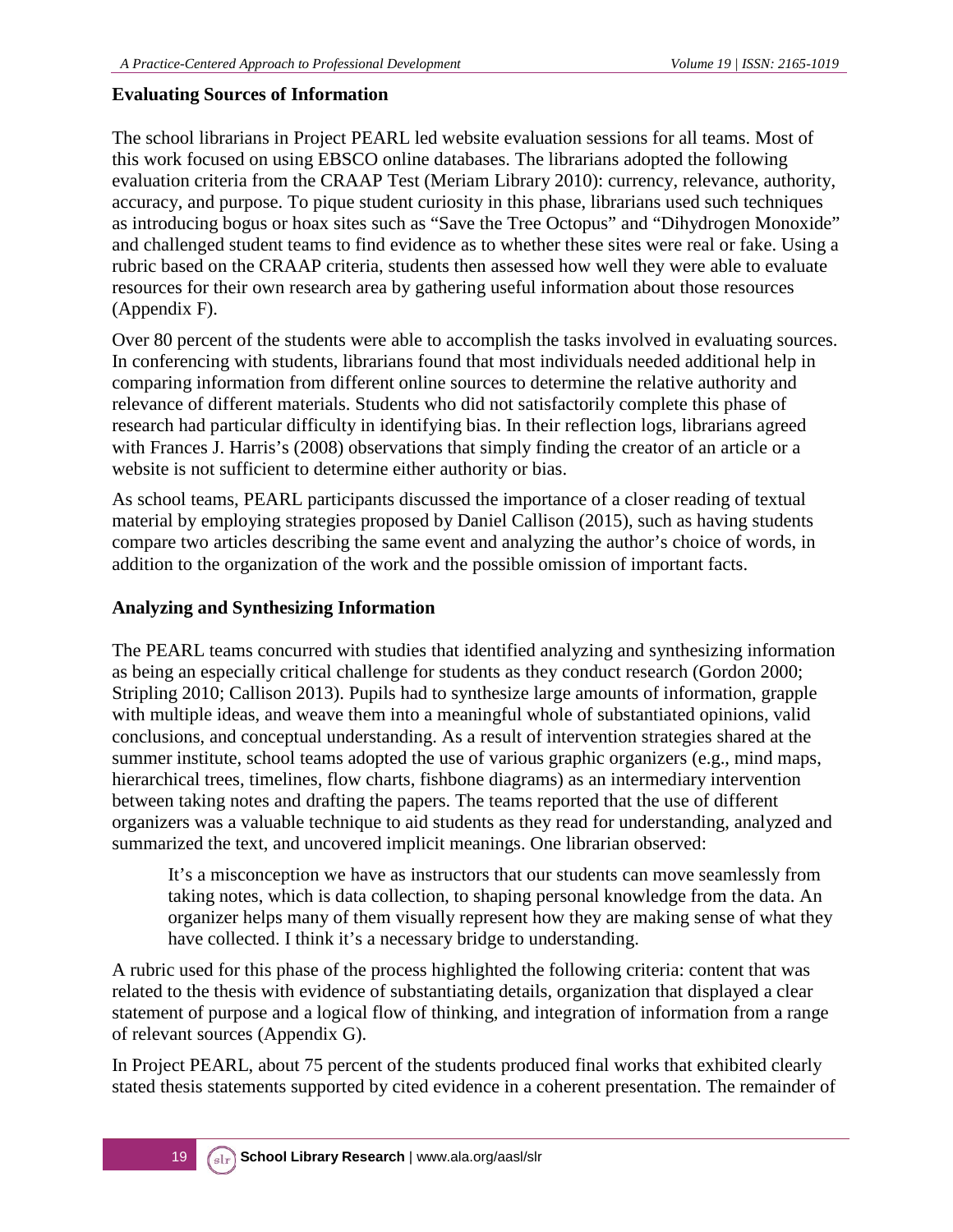### Evaluating Sources of Information

The school librarians in Project PEARL led website evaluation sessions for all teams. Most of this work focused on using EBSCO online databases. The librarians adopted the following evaluation criteria from the CRAAP Test (Meriam Library 2010): currency, relevance, authority, accuracy, and purpose. To pique student curiosity in this phase, librarians used such techniques as introducing bogus or hoax sites such as "Save the Tree Octopus" and "Dihydrogen Monoxide" and challenged student teams to find evidence as to whether these sites were real or fake. Using a rubric based on the CRAAP criteria, students then assessed how well they were able to evaluate resources for their own research area by gathering useful information about those resources (Appendix F).

Over 80 percent of the students were able to accomplish the tasks involved in evaluating sources. In conferencing with students, librarians found that most individuals needed additional help in comparing information from different online sources to determine the relative authority and relevance of different materials. Students who did not satisfactorily complete this phase of research had particular difficulty in identifying bias. In their reflection logs, librarians agreed with Frances J. Harris's (2008) observations that simply finding the creator of an article or a website is not sufficient to determine either authority or bias.

As school teams, PEARL participants discussed the importance of a closer reading of textual material by employing strategies proposed by Daniel Callison (2015), such as having students compare two articles describing the same event and analyzing the author's choice of words, in addition to the organization of the work and the possible omission of important facts.

### Analyzing and Synthesizing Information

The PEARL teams concurred with studies that identified analyzing and synthesizing information as being an especially critical challenge for students as they conduct research (Gordon 2000; Stripling 2010; Callison 2013). Pupils had to synthesize large amounts of information, grapple with multiple ideas, and weave them into a meaningful whole of substantiated opinions, valid conclusions, and conceptual understanding. As a result of intervention strategies shared at the summer institute, school teams adopted the use of various graphic organizers (e.g., mind maps, hierarchical trees, timelines, flow charts, fishbone diagrams) as an intermediary intervention between taking notes and drafting the papers. The teams reported that the use of different organizers was a valuable technique to aid students as they read for understanding, analyzed and summarized the text, and uncovered implicit meanings. One librarian observed:

> It's a misconception we have as instructors that our students can move seamlessly from taking notes, which is data collection, to shaping personal knowledge from the data. An organizer helps many of them visually represent how they are making sense of what they have collected. I think it's a necessary bridge to understanding.

A rubric used for this phase of the process highlighted the following criteria: content that was related to the thesis with evidence of substantiating details, organization that displayed a clear statement of purpose and a logical flow of thinking, and integration of information from a range of relevant sources (Appendix G).

In Project PEARL, about 75 percent of the students produced final works that exhibited clearly stated thesis statements supported by cited evidence in a coherent presentation. The remainder of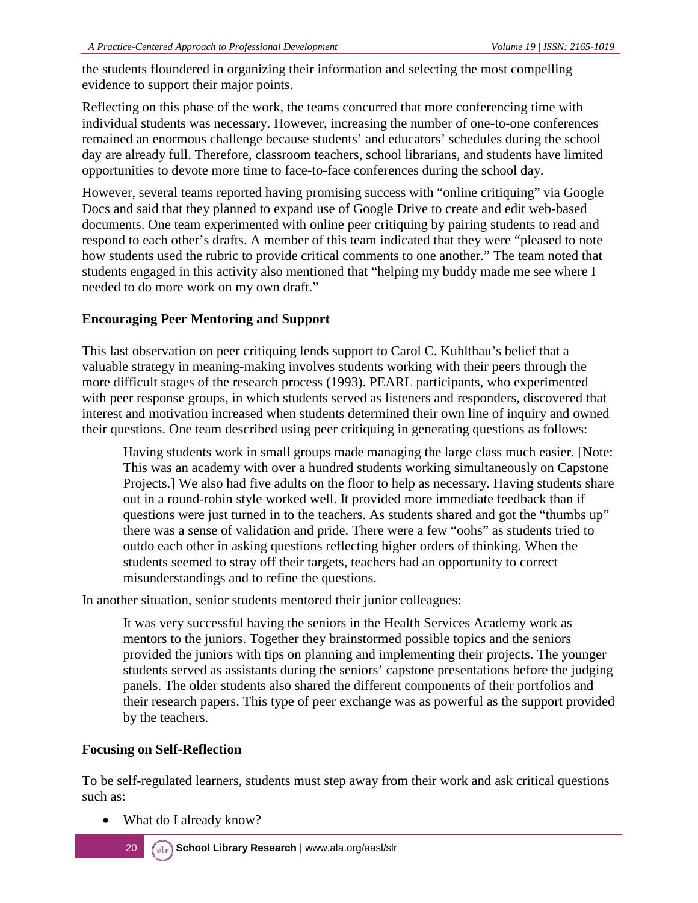the students floundered in organizing their information and selecting the most compelling evidence to support their major points.

Reflecting on this phase of the work, the teams concurred that more conferencing time with individual students was necessary. However, increasing the number of one-to-one conferences remained an enormous challenge because students' and educators' schedules during the school day are already full. Therefore, classroom teachers, school librarians, and students have limited opportunities to devote more time to face-to-face conferences during the school day.

However, several teams reported having promising success with "online critiquing" via Google Docs and said that they planned to expand use of Google Drive to create and edit web-based documents. One team experimented with online peer critiquing by pairing students to read and respond to each other's drafts. A member of this team indicated that they were "pleased to note how students used the rubric to provide critical comments to one another." The team noted that students engaged in this activity also mentioned that "helping my buddy made me see where I needed to do more work on my own draft."

### Encouraging Peer Mentoring and Support

This last observation on peer critiquing lends support to Carol C. Kuhlthau's belief that a valuable strategy in meaning-making involves students working with their peers through the more difficult stages of the research process (1993). PEARL participants, who experimented with peer response groups, in which students served as listeners and responders, discovered that interest and motivation increased when students determined their own line of inquiry and owned their questions. One team described using peer critiquing in generating questions as follows:

> Having students work in small groups made managing the large class much easier. [Note: This was an academy with over a hundred students working simultaneously on Capstone Projects.] We also had five adults on the floor to help as necessary. Having students share out in a round-robin style worked well. It provided more immediate feedback than if questions were just turned in to the teachers. As students shared and got the "thumbs up" there was a sense of validation and pride. There were a few "oohs" as students tried to outdo each other in asking questions reflecting higher orders of thinking. When the students seemed to stray off their targets, teachers had an opportunity to correct misunderstandings and to refine the questions.

In another situation, senior students mentored their junior colleagues:

> It was very successful having the seniors in the Health Services Academy work as mentors to the juniors. Together they brainstormed possible topics and the seniors provided the juniors with tips on planning and implementing their projects. The younger students served as assistants during the seniors' capstone presentations before the judging panels. The older students also shared the different components of their portfolios and their research papers. This type of peer exchange was as powerful as the support provided by the teachers.

### Focusing on Self-Reflection

To be self-regulated learners, students must step away from their work and ask critical questions such as:

- What do I already know?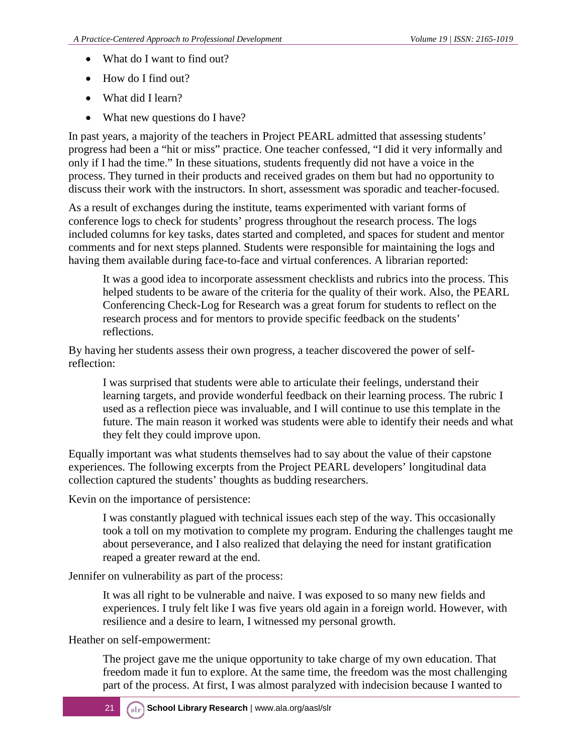- What do I want to find out?
- How do I find out?
- What did I learn?
- What new questions do I have?

In past years, a majority of the teachers in Project PEARL admitted that assessing students' progress had been a "hit or miss" practice. One teacher confessed, "I did it very informally and only if I had the time." In these situations, students frequently did not have a voice in the process. They turned in their products and received grades on them but had no opportunity to discuss their work with the instructors. In short, assessment was sporadic and teacher-focused.

As a result of exchanges during the institute, teams experimented with variant forms of conference logs to check for students' progress throughout the research process. The logs included columns for key tasks, dates started and completed, and spaces for student and mentor comments and for next steps planned. Students were responsible for maintaining the logs and having them available during face-to-face and virtual conferences. A librarian reported:

> It was a good idea to incorporate assessment checklists and rubrics into the process. This helped students to be aware of the criteria for the quality of their work. Also, the PEARL Conferencing Check-Log for Research was a great forum for students to reflect on the research process and for mentors to provide specific feedback on the students' reflections.

By having her students assess their own progress, a teacher discovered the power of self-reflection:

> I was surprised that students were able to articulate their feelings, understand their learning targets, and provide wonderful feedback on their learning process. The rubric I used as a reflection piece was invaluable, and I will continue to use this template in the future. The main reason it worked was students were able to identify their needs and what they felt they could improve upon.

Equally important was what students themselves had to say about the value of their capstone experiences. The following excerpts from the Project PEARL developers' longitudinal data collection captured the students' thoughts as budding researchers.

Kevin on the importance of persistence:

> I was constantly plagued with technical issues each step of the way. This occasionally took a toll on my motivation to complete my program. Enduring the challenges taught me about perseverance, and I also realized that delaying the need for instant gratification reaped a greater reward at the end.

Jennifer on vulnerability as part of the process:

> It was all right to be vulnerable and naive. I was exposed to so many new fields and experiences. I truly felt like I was five years old again in a foreign world. However, with resilience and a desire to learn, I witnessed my personal growth.

Heather on self-empowerment:

> The project gave me the unique opportunity to take charge of my own education. That freedom made it fun to explore. At the same time, the freedom was the most challenging part of the process. At first, I was almost paralyzed with indecision because I wanted to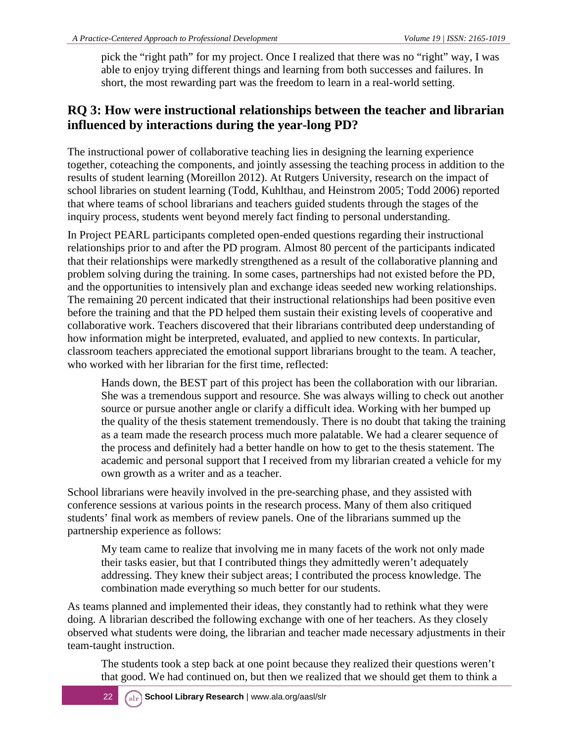pick the "right path" for my project. Once I realized that there was no "right" way, I was able to enjoy trying different things and learning from both successes and failures. In short, the most rewarding part was the freedom to learn in a real-world setting.

## RQ 3: How were instructional relationships between the teacher and librarian influenced by interactions during the year-long PD?

The instructional power of collaborative teaching lies in designing the learning experience together, coteaching the components, and jointly assessing the teaching process in addition to the results of student learning (Moreillon 2012). At Rutgers University, research on the impact of school libraries on student learning (Todd, Kuhlthau, and Heinstrom 2005; Todd 2006) reported that where teams of school librarians and teachers guided students through the stages of the inquiry process, students went beyond merely fact finding to personal understanding.

In Project PEARL participants completed open-ended questions regarding their instructional relationships prior to and after the PD program. Almost 80 percent of the participants indicated that their relationships were markedly strengthened as a result of the collaborative planning and problem solving during the training. In some cases, partnerships had not existed before the PD, and the opportunities to intensively plan and exchange ideas seeded new working relationships. The remaining 20 percent indicated that their instructional relationships had been positive even before the training and that the PD helped them sustain their existing levels of cooperative and collaborative work. Teachers discovered that their librarians contributed deep understanding of how information might be interpreted, evaluated, and applied to new contexts. In particular, classroom teachers appreciated the emotional support librarians brought to the team. A teacher, who worked with her librarian for the first time, reflected:

> Hands down, the BEST part of this project has been the collaboration with our librarian. She was a tremendous support and resource. She was always willing to check out another source or pursue another angle or clarify a difficult idea. Working with her bumped up the quality of the thesis statement tremendously. There is no doubt that taking the training as a team made the research process much more palatable. We had a clearer sequence of the process and definitely had a better handle on how to get to the thesis statement. The academic and personal support that I received from my librarian created a vehicle for my own growth as a writer and as a teacher.

School librarians were heavily involved in the pre-searching phase, and they assisted with conference sessions at various points in the research process. Many of them also critiqued students' final work as members of review panels. One of the librarians summed up the partnership experience as follows:

> My team came to realize that involving me in many facets of the work not only made their tasks easier, but that I contributed things they admittedly weren't adequately addressing. They knew their subject areas; I contributed the process knowledge. The combination made everything so much better for our students.

As teams planned and implemented their ideas, they constantly had to rethink what they were doing. A librarian described the following exchange with one of her teachers. As they closely observed what students were doing, the librarian and teacher made necessary adjustments in their team-taught instruction.

> The students took a step back at one point because they realized their questions weren't that good. We had continued on, but then we realized that we should get them to think a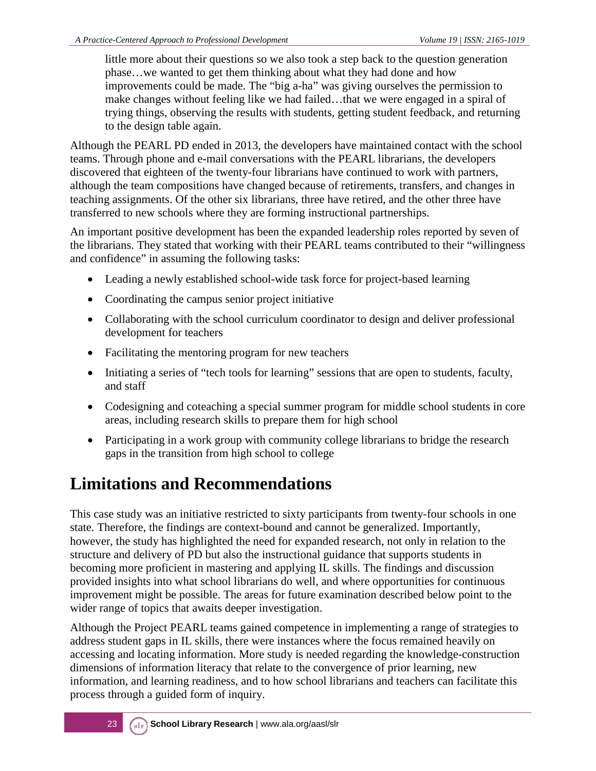> little more about their questions so we also took a step back to the question generation phase…we wanted to get them thinking about what they had done and how improvements could be made. The "big a-ha" was giving ourselves the permission to make changes without feeling like we had failed…that we were engaged in a spiral of trying things, observing the results with students, getting student feedback, and returning to the design table again.

Although the PEARL PD ended in 2013, the developers have maintained contact with the school teams. Through phone and e-mail conversations with the PEARL librarians, the developers discovered that eighteen of the twenty-four librarians have continued to work with partners, although the team compositions have changed because of retirements, transfers, and changes in teaching assignments. Of the other six librarians, three have retired, and the other three have transferred to new schools where they are forming instructional partnerships.

An important positive development has been the expanded leadership roles reported by seven of the librarians. They stated that working with their PEARL teams contributed to their "willingness and confidence" in assuming the following tasks:

- Leading a newly established school-wide task force for project-based learning
- Coordinating the campus senior project initiative
- Collaborating with the school curriculum coordinator to design and deliver professional development for teachers
- Facilitating the mentoring program for new teachers
- Initiating a series of "tech tools for learning" sessions that are open to students, faculty, and staff
- Codesigning and coteaching a special summer program for middle school students in core areas, including research skills to prepare them for high school
- Participating in a work group with community college librarians to bridge the research gaps in the transition from high school to college

# Limitations and Recommendations

This case study was an initiative restricted to sixty participants from twenty-four schools in one state. Therefore, the findings are context-bound and cannot be generalized. Importantly, however, the study has highlighted the need for expanded research, not only in relation to the structure and delivery of PD but also the instructional guidance that supports students in becoming more proficient in mastering and applying IL skills. The findings and discussion provided insights into what school librarians do well, and where opportunities for continuous improvement might be possible. The areas for future examination described below point to the wider range of topics that awaits deeper investigation.

Although the Project PEARL teams gained competence in implementing a range of strategies to address student gaps in IL skills, there were instances where the focus remained heavily on accessing and locating information. More study is needed regarding the knowledge-construction dimensions of information literacy that relate to the convergence of prior learning, new information, and learning readiness, and to how school librarians and teachers can facilitate this process through a guided form of inquiry.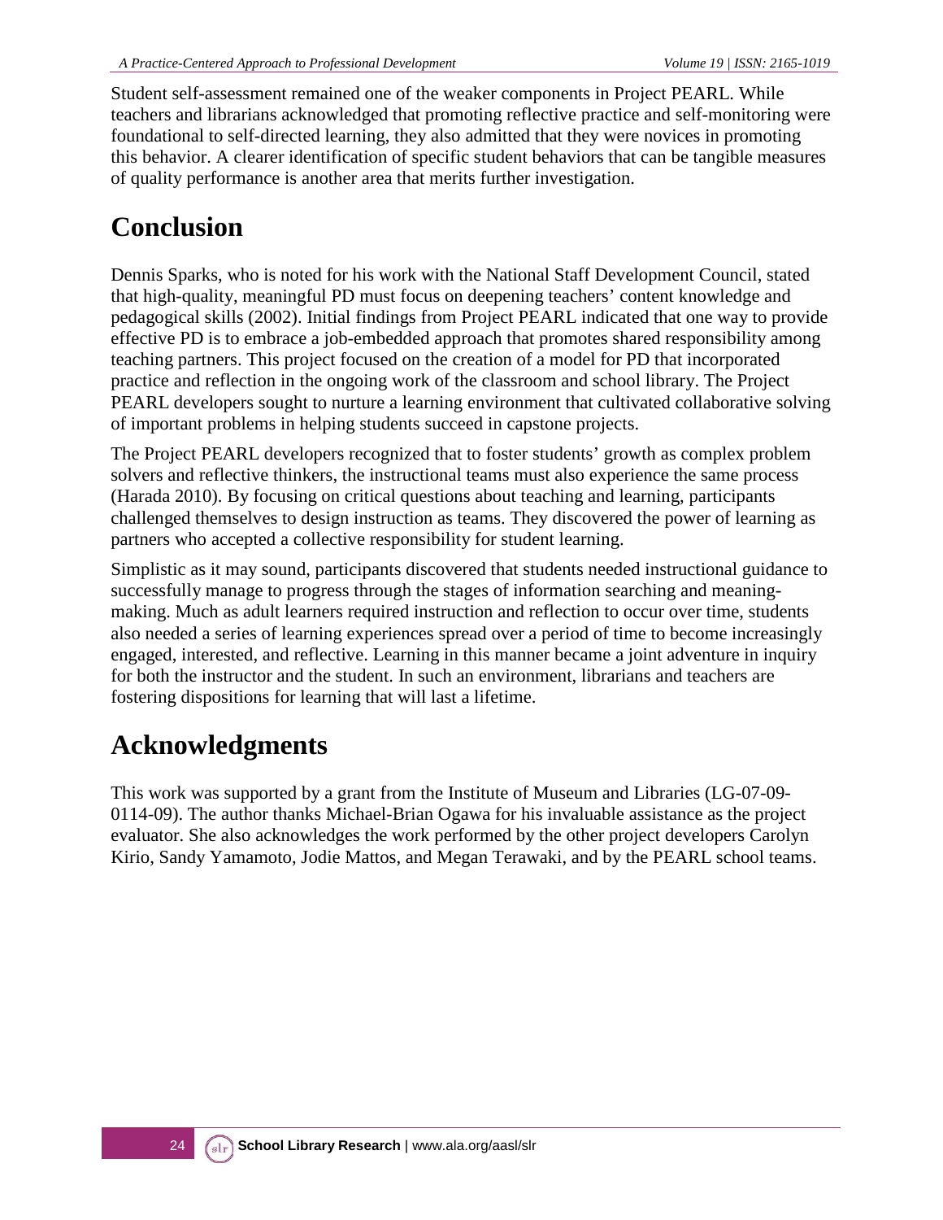Student self-assessment remained one of the weaker components in Project PEARL. While teachers and librarians acknowledged that promoting reflective practice and self-monitoring were foundational to self-directed learning, they also admitted that they were novices in promoting this behavior. A clearer identification of specific student behaviors that can be tangible measures of quality performance is another area that merits further investigation.

# Conclusion

Dennis Sparks, who is noted for his work with the National Staff Development Council, stated that high-quality, meaningful PD must focus on deepening teachers' content knowledge and pedagogical skills (2002). Initial findings from Project PEARL indicated that one way to provide effective PD is to embrace a job-embedded approach that promotes shared responsibility among teaching partners. This project focused on the creation of a model for PD that incorporated practice and reflection in the ongoing work of the classroom and school library. The Project PEARL developers sought to nurture a learning environment that cultivated collaborative solving of important problems in helping students succeed in capstone projects.

The Project PEARL developers recognized that to foster students' growth as complex problem solvers and reflective thinkers, the instructional teams must also experience the same process (Harada 2010). By focusing on critical questions about teaching and learning, participants challenged themselves to design instruction as teams. They discovered the power of learning as partners who accepted a collective responsibility for student learning.

Simplistic as it may sound, participants discovered that students needed instructional guidance to successfully manage to progress through the stages of information searching and meaning-making. Much as adult learners required instruction and reflection to occur over time, students also needed a series of learning experiences spread over a period of time to become increasingly engaged, interested, and reflective. Learning in this manner became a joint adventure in inquiry for both the instructor and the student. In such an environment, librarians and teachers are fostering dispositions for learning that will last a lifetime.

# Acknowledgments

This work was supported by a grant from the Institute of Museum and Libraries (LG-07-09-0114-09). The author thanks Michael-Brian Ogawa for his invaluable assistance as the project evaluator. She also acknowledges the work performed by the other project developers Carolyn Kirio, Sandy Yamamoto, Jodie Mattos, and Megan Terawaki, and by the PEARL school teams.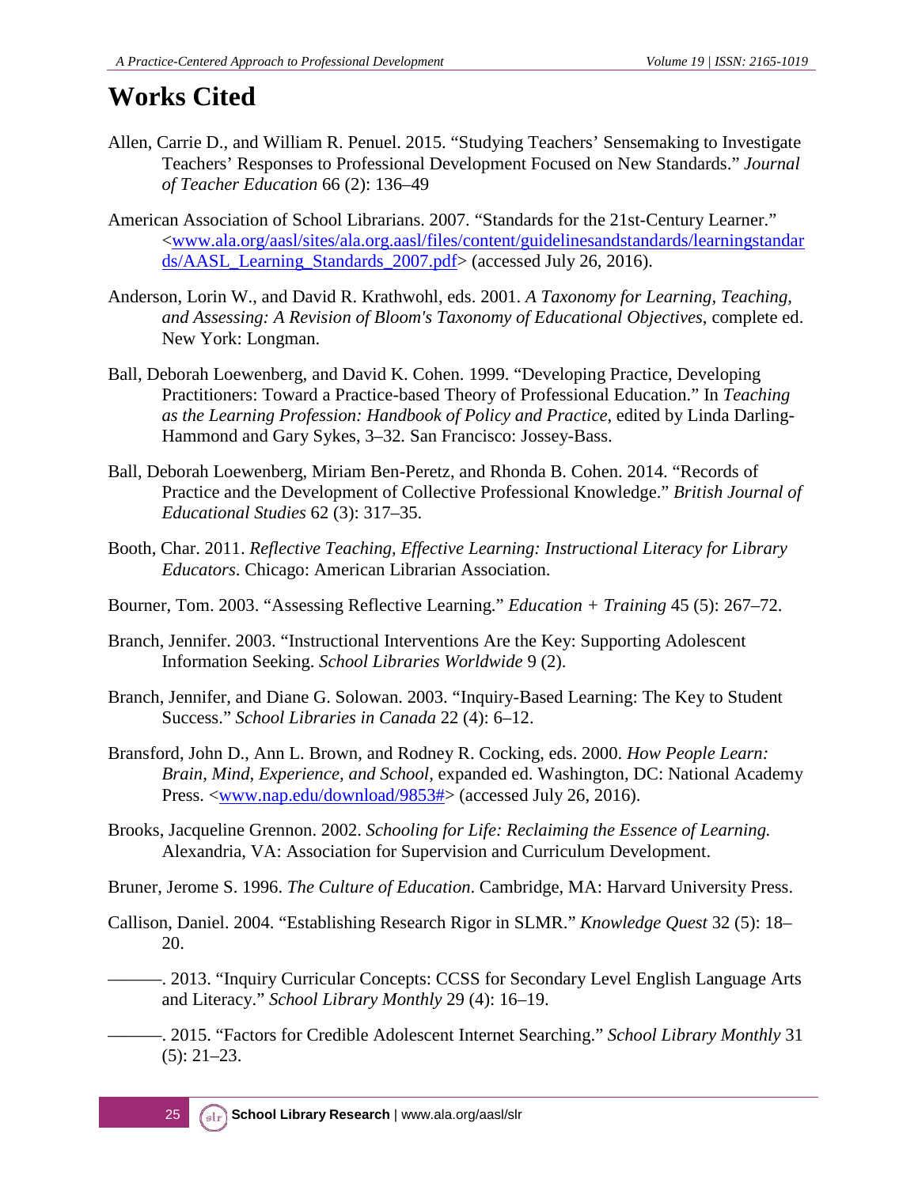# Works Cited

Allen, Carrie D., and William R. Penuel. 2015. "Studying Teachers' Sensemaking to Investigate Teachers' Responses to Professional Development Focused on New Standards." *Journal of Teacher Education* 66 (2): 136–49

American Association of School Librarians. 2007. "Standards for the 21st-Century Learner." <www.ala.org/aasl/sites/ala.org.aasl/files/content/guidelinesandstandards/learningstandards/AASL_Learning_Standards_2007.pdf> (accessed July 26, 2016).

Anderson, Lorin W., and David R. Krathwohl, eds. 2001. *A Taxonomy for Learning, Teaching, and Assessing: A Revision of Bloom's Taxonomy of Educational Objectives*, complete ed. New York: Longman.

Ball, Deborah Loewenberg, and David K. Cohen. 1999. "Developing Practice, Developing Practitioners: Toward a Practice-based Theory of Professional Education." In *Teaching as the Learning Profession: Handbook of Policy and Practice*, edited by Linda Darling-Hammond and Gary Sykes, 3–32. San Francisco: Jossey-Bass.

Ball, Deborah Loewenberg, Miriam Ben-Peretz, and Rhonda B. Cohen. 2014. "Records of Practice and the Development of Collective Professional Knowledge." *British Journal of Educational Studies* 62 (3): 317–35.

Booth, Char. 2011. *Reflective Teaching, Effective Learning: Instructional Literacy for Library Educators*. Chicago: American Librarian Association.

Bourner, Tom. 2003. "Assessing Reflective Learning." *Education + Training* 45 (5): 267–72.

Branch, Jennifer. 2003. "Instructional Interventions Are the Key: Supporting Adolescent Information Seeking. *School Libraries Worldwide* 9 (2).

Branch, Jennifer, and Diane G. Solowan. 2003. "Inquiry-Based Learning: The Key to Student Success." *School Libraries in Canada* 22 (4): 6–12.

Bransford, John D., Ann L. Brown, and Rodney R. Cocking, eds. 2000. *How People Learn: Brain, Mind, Experience, and School*, expanded ed. Washington, DC: National Academy Press. <www.nap.edu/download/9853#> (accessed July 26, 2016).

Brooks, Jacqueline Grennon. 2002. *Schooling for Life: Reclaiming the Essence of Learning.* Alexandria, VA: Association for Supervision and Curriculum Development.

Bruner, Jerome S. 1996. *The Culture of Education*. Cambridge, MA: Harvard University Press.

Callison, Daniel. 2004. "Establishing Research Rigor in SLMR." *Knowledge Quest* 32 (5): 18–20.

———. 2013. "Inquiry Curricular Concepts: CCSS for Secondary Level English Language Arts and Literacy." *School Library Monthly* 29 (4): 16–19.

———. 2015. "Factors for Credible Adolescent Internet Searching." *School Library Monthly* 31 (5): 21–23.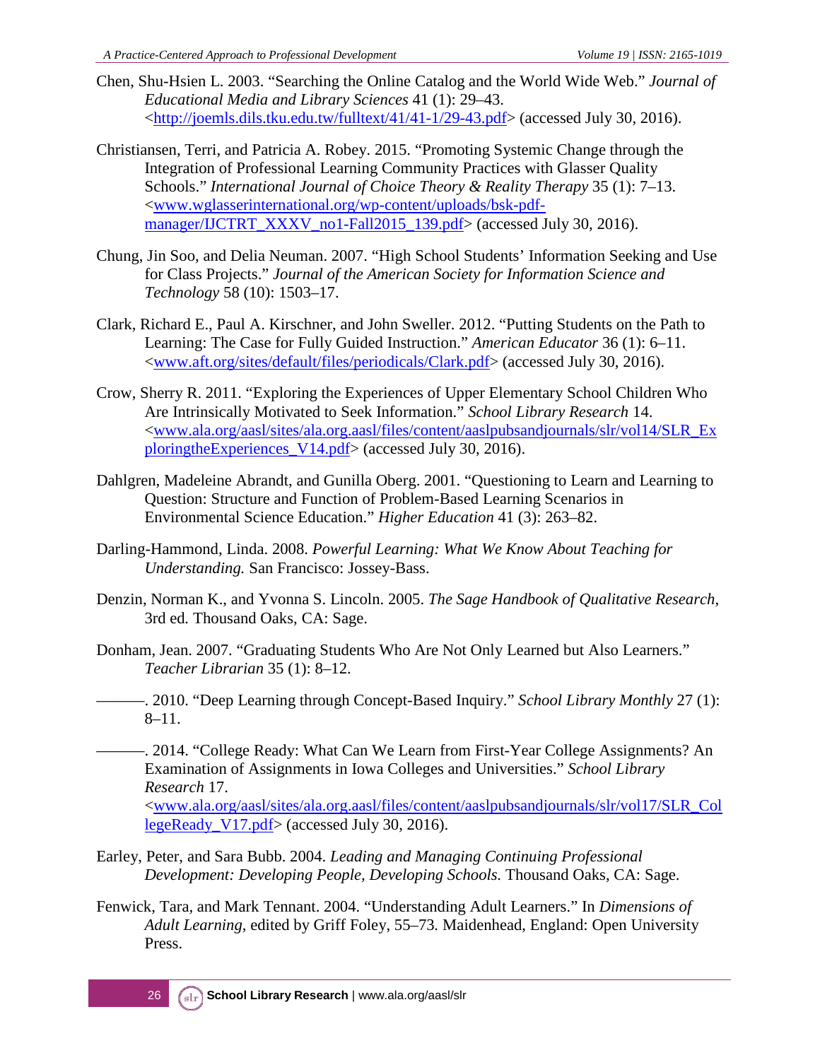Chen, Shu-Hsien L. 2003. "Searching the Online Catalog and the World Wide Web." *Journal of Educational Media and Library Sciences* 41 (1): 29–43. <http://joemls.dils.tku.edu.tw/fulltext/41/41-1/29-43.pdf> (accessed July 30, 2016).

Christiansen, Terri, and Patricia A. Robey. 2015. "Promoting Systemic Change through the Integration of Professional Learning Community Practices with Glasser Quality Schools." *International Journal of Choice Theory & Reality Therapy* 35 (1): 7–13. <www.wglasserinternational.org/wp-content/uploads/bsk-pdf-manager/IJCTRT_XXXV_no1-Fall2015_139.pdf> (accessed July 30, 2016).

Chung, Jin Soo, and Delia Neuman. 2007. "High School Students' Information Seeking and Use for Class Projects." *Journal of the American Society for Information Science and Technology* 58 (10): 1503–17.

Clark, Richard E., Paul A. Kirschner, and John Sweller. 2012. "Putting Students on the Path to Learning: The Case for Fully Guided Instruction." *American Educator* 36 (1): 6–11. <www.aft.org/sites/default/files/periodicals/Clark.pdf> (accessed July 30, 2016).

Crow, Sherry R. 2011. "Exploring the Experiences of Upper Elementary School Children Who Are Intrinsically Motivated to Seek Information." *School Library Research* 14. <www.ala.org/aasl/sites/ala.org.aasl/files/content/aaslpubsandjournals/slr/vol14/SLR_ExploringtheExperiences_V14.pdf> (accessed July 30, 2016).

Dahlgren, Madeleine Abrandt, and Gunilla Oberg. 2001. "Questioning to Learn and Learning to Question: Structure and Function of Problem-Based Learning Scenarios in Environmental Science Education." *Higher Education* 41 (3): 263–82.

Darling-Hammond, Linda. 2008. *Powerful Learning: What We Know About Teaching for Understanding.* San Francisco: Jossey-Bass.

Denzin, Norman K., and Yvonna S. Lincoln. 2005. *The Sage Handbook of Qualitative Research,* 3rd ed. Thousand Oaks, CA: Sage.

Donham, Jean. 2007. "Graduating Students Who Are Not Only Learned but Also Learners." *Teacher Librarian* 35 (1): 8–12.

———. 2010. "Deep Learning through Concept-Based Inquiry." *School Library Monthly* 27 (1): 8–11.

———. 2014. "College Ready: What Can We Learn from First-Year College Assignments? An Examination of Assignments in Iowa Colleges and Universities." *School Library Research* 17. <www.ala.org/aasl/sites/ala.org.aasl/files/content/aaslpubsandjournals/slr/vol17/SLR_CollegeReady_V17.pdf> (accessed July 30, 2016).

Earley, Peter, and Sara Bubb. 2004. *Leading and Managing Continuing Professional Development: Developing People, Developing Schools.* Thousand Oaks, CA: Sage.

Fenwick, Tara, and Mark Tennant. 2004. "Understanding Adult Learners." In *Dimensions of Adult Learning*, edited by Griff Foley, 55–73. Maidenhead, England: Open University Press.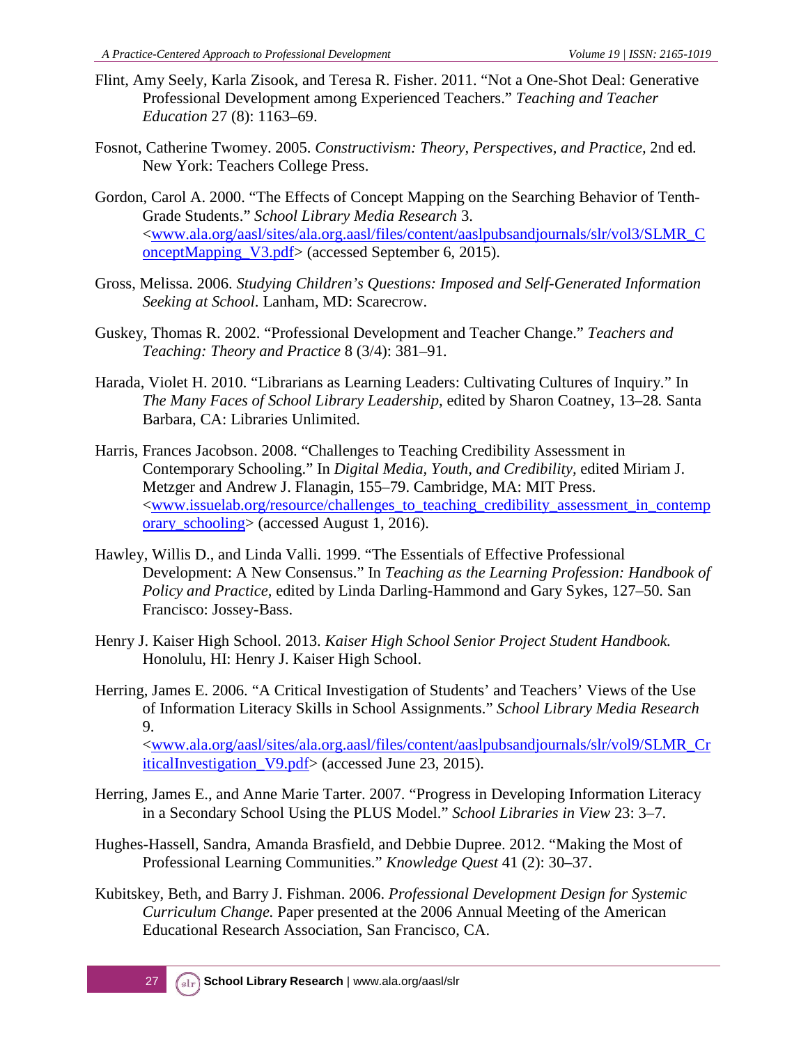Flint, Amy Seely, Karla Zisook, and Teresa R. Fisher. 2011. "Not a One-Shot Deal: Generative Professional Development among Experienced Teachers." *Teaching and Teacher Education* 27 (8): 1163–69.

Fosnot, Catherine Twomey. 2005. *Constructivism: Theory, Perspectives, and Practice*, 2nd ed. New York: Teachers College Press.

Gordon, Carol A. 2000. "The Effects of Concept Mapping on the Searching Behavior of Tenth-Grade Students." *School Library Media Research* 3. <www.ala.org/aasl/sites/ala.org.aasl/files/content/aaslpubsandjournals/slr/vol3/SLMR_ConceptMapping_V3.pdf> (accessed September 6, 2015).

Gross, Melissa. 2006. *Studying Children's Questions: Imposed and Self-Generated Information Seeking at School*. Lanham, MD: Scarecrow.

Guskey, Thomas R. 2002. "Professional Development and Teacher Change." *Teachers and Teaching: Theory and Practice* 8 (3/4): 381–91.

Harada, Violet H. 2010. "Librarians as Learning Leaders: Cultivating Cultures of Inquiry." In *The Many Faces of School Library Leadership*, edited by Sharon Coatney, 13–28. Santa Barbara, CA: Libraries Unlimited.

Harris, Frances Jacobson. 2008. "Challenges to Teaching Credibility Assessment in Contemporary Schooling." In *Digital Media, Youth, and Credibility*, edited Miriam J. Metzger and Andrew J. Flanagin, 155–79. Cambridge, MA: MIT Press. <www.issuelab.org/resource/challenges_to_teaching_credibility_assessment_in_contemporary_schooling> (accessed August 1, 2016).

Hawley, Willis D., and Linda Valli. 1999. "The Essentials of Effective Professional Development: A New Consensus." In *Teaching as the Learning Profession: Handbook of Policy and Practice*, edited by Linda Darling-Hammond and Gary Sykes, 127–50. San Francisco: Jossey-Bass.

Henry J. Kaiser High School. 2013. *Kaiser High School Senior Project Student Handbook*. Honolulu, HI: Henry J. Kaiser High School.

Herring, James E. 2006. "A Critical Investigation of Students' and Teachers' Views of the Use of Information Literacy Skills in School Assignments." *School Library Media Research* 9. <www.ala.org/aasl/sites/ala.org.aasl/files/content/aaslpubsandjournals/slr/vol9/SLMR_CriticalInvestigation_V9.pdf> (accessed June 23, 2015).

Herring, James E., and Anne Marie Tarter. 2007. "Progress in Developing Information Literacy in a Secondary School Using the PLUS Model." *School Libraries in View* 23: 3–7.

Hughes-Hassell, Sandra, Amanda Brasfield, and Debbie Dupree. 2012. "Making the Most of Professional Learning Communities." *Knowledge Quest* 41 (2): 30–37.

Kubitskey, Beth, and Barry J. Fishman. 2006. *Professional Development Design for Systemic Curriculum Change*. Paper presented at the 2006 Annual Meeting of the American Educational Research Association, San Francisco, CA.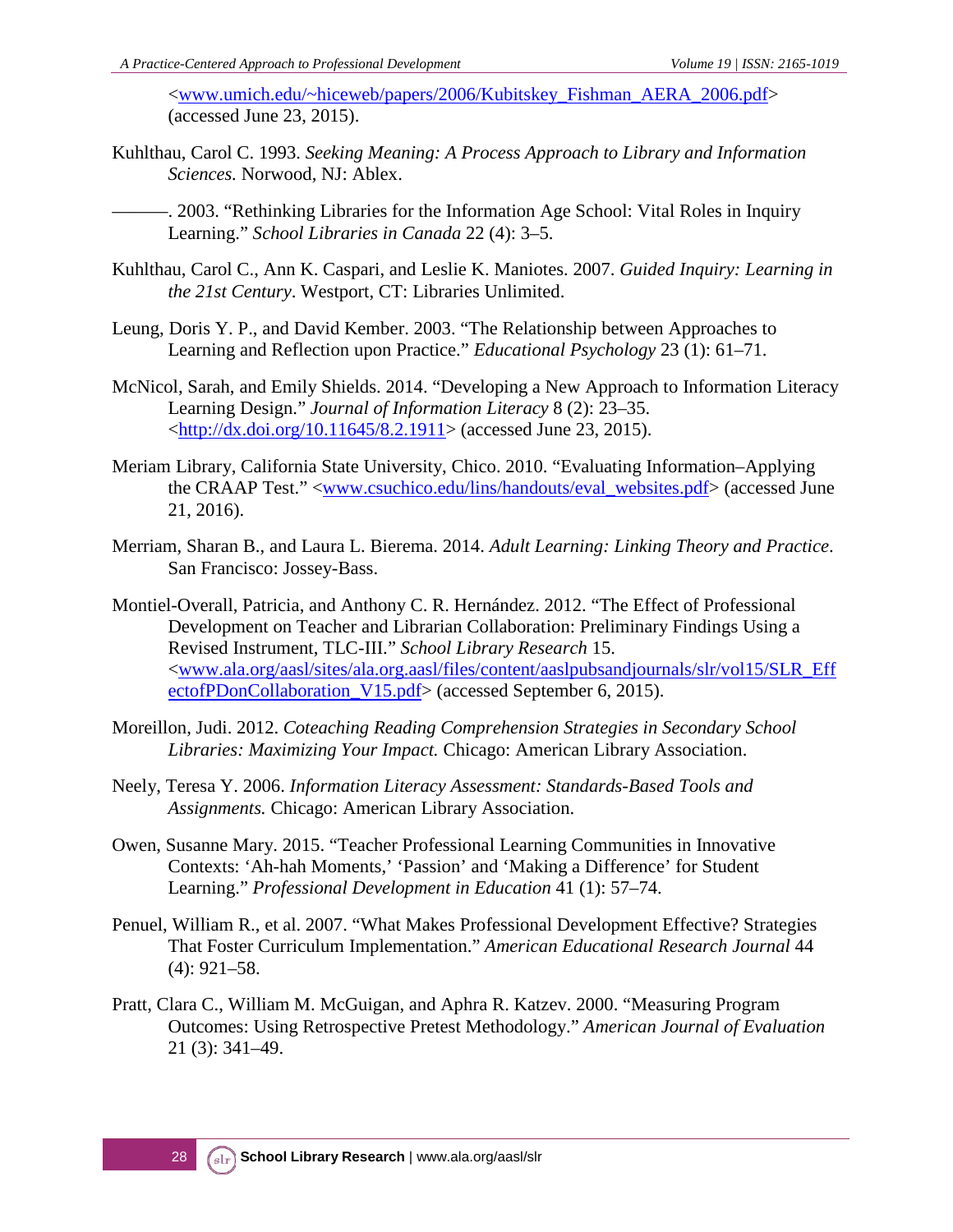<www.umich.edu/~hiceweb/papers/2006/Kubitskey_Fishman_AERA_2006.pdf> (accessed June 23, 2015).

Kuhlthau, Carol C. 1993. *Seeking Meaning: A Process Approach to Library and Information Sciences.* Norwood, NJ: Ablex.

———. 2003. "Rethinking Libraries for the Information Age School: Vital Roles in Inquiry Learning." *School Libraries in Canada* 22 (4): 3–5.

Kuhlthau, Carol C., Ann K. Caspari, and Leslie K. Maniotes. 2007. *Guided Inquiry: Learning in the 21st Century*. Westport, CT: Libraries Unlimited.

Leung, Doris Y. P., and David Kember. 2003. "The Relationship between Approaches to Learning and Reflection upon Practice." *Educational Psychology* 23 (1): 61–71.

McNicol, Sarah, and Emily Shields. 2014. "Developing a New Approach to Information Literacy Learning Design." *Journal of Information Literacy* 8 (2): 23–35. <http://dx.doi.org/10.11645/8.2.1911> (accessed June 23, 2015).

Meriam Library, California State University, Chico. 2010. "Evaluating Information–Applying the CRAAP Test." <www.csuchico.edu/lins/handouts/eval_websites.pdf> (accessed June 21, 2016).

Merriam, Sharan B., and Laura L. Bierema. 2014. *Adult Learning: Linking Theory and Practice*. San Francisco: Jossey-Bass.

Montiel-Overall, Patricia, and Anthony C. R. Hernández. 2012. "The Effect of Professional Development on Teacher and Librarian Collaboration: Preliminary Findings Using a Revised Instrument, TLC-III." *School Library Research* 15. <www.ala.org/aasl/sites/ala.org.aasl/files/content/aaslpubsandjournals/slr/vol15/SLR_EffectofPDonCollaboration_V15.pdf> (accessed September 6, 2015).

Moreillon, Judi. 2012. *Coteaching Reading Comprehension Strategies in Secondary School Libraries: Maximizing Your Impact.* Chicago: American Library Association.

Neely, Teresa Y. 2006. *Information Literacy Assessment: Standards-Based Tools and Assignments.* Chicago: American Library Association.

Owen, Susanne Mary. 2015. "Teacher Professional Learning Communities in Innovative Contexts: 'Ah-hah Moments,' 'Passion' and 'Making a Difference' for Student Learning." *Professional Development in Education* 41 (1): 57–74.

Penuel, William R., et al. 2007. "What Makes Professional Development Effective? Strategies That Foster Curriculum Implementation." *American Educational Research Journal* 44 (4): 921–58.

Pratt, Clara C., William M. McGuigan, and Aphra R. Katzev. 2000. "Measuring Program Outcomes: Using Retrospective Pretest Methodology." *American Journal of Evaluation* 21 (3): 341–49.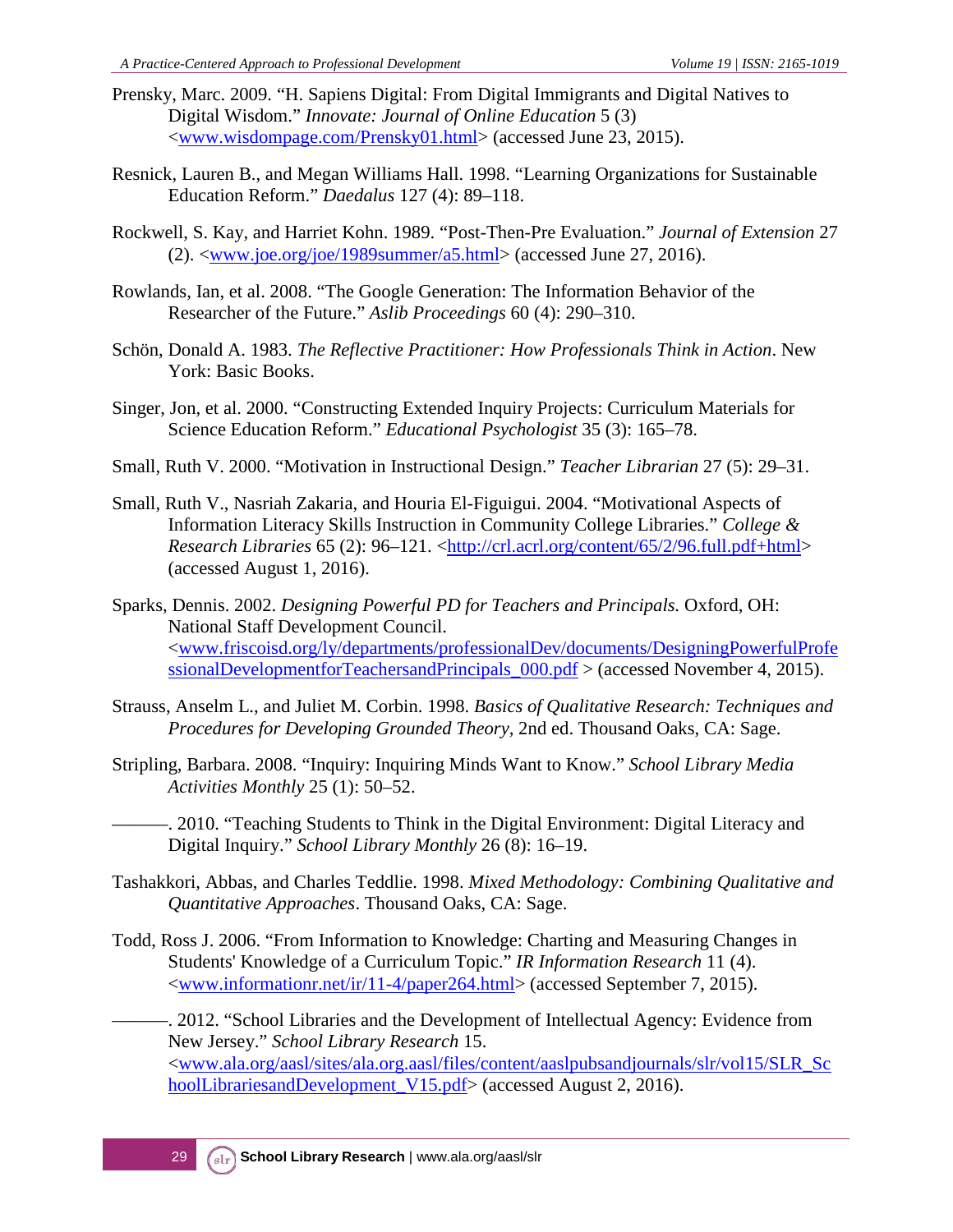Prensky, Marc. 2009. “H. Sapiens Digital: From Digital Immigrants and Digital Natives to Digital Wisdom.” *Innovate: Journal of Online Education* 5 (3) <www.wisdompage.com/Prensky01.html> (accessed June 23, 2015).

Resnick, Lauren B., and Megan Williams Hall. 1998. “Learning Organizations for Sustainable Education Reform.” *Daedalus* 127 (4): 89–118.

Rockwell, S. Kay, and Harriet Kohn. 1989. “Post-Then-Pre Evaluation.” *Journal of Extension* 27 (2). <www.joe.org/joe/1989summer/a5.html> (accessed June 27, 2016).

Rowlands, Ian, et al. 2008. “The Google Generation: The Information Behavior of the Researcher of the Future.” *Aslib Proceedings* 60 (4): 290–310.

Schön, Donald A. 1983. *The Reflective Practitioner: How Professionals Think in Action*. New York: Basic Books.

Singer, Jon, et al. 2000. “Constructing Extended Inquiry Projects: Curriculum Materials for Science Education Reform.” *Educational Psychologist* 35 (3): 165–78.

Small, Ruth V. 2000. “Motivation in Instructional Design.” *Teacher Librarian* 27 (5): 29–31.

Small, Ruth V., Nasriah Zakaria, and Houria El-Figuigui. 2004. “Motivational Aspects of Information Literacy Skills Instruction in Community College Libraries.” *College & Research Libraries* 65 (2): 96–121. <http://crl.acrl.org/content/65/2/96.full.pdf+html> (accessed August 1, 2016).

Sparks, Dennis. 2002. *Designing Powerful PD for Teachers and Principals.* Oxford, OH: National Staff Development Council. <www.friscoisd.org/ly/departments/professionalDev/documents/DesigningPowerfulProfessionalDevelopmentforTeachersandPrincipals_000.pdf > (accessed November 4, 2015).

Strauss, Anselm L., and Juliet M. Corbin. 1998. *Basics of Qualitative Research: Techniques and Procedures for Developing Grounded Theory*, 2nd ed. Thousand Oaks, CA: Sage.

Stripling, Barbara. 2008. “Inquiry: Inquiring Minds Want to Know.” *School Library Media Activities Monthly* 25 (1): 50–52.

———. 2010. “Teaching Students to Think in the Digital Environment: Digital Literacy and Digital Inquiry.” *School Library Monthly* 26 (8): 16–19.

Tashakkori, Abbas, and Charles Teddlie. 1998. *Mixed Methodology: Combining Qualitative and Quantitative Approaches*. Thousand Oaks, CA: Sage.

Todd, Ross J. 2006. “From Information to Knowledge: Charting and Measuring Changes in Students' Knowledge of a Curriculum Topic.” *IR Information Research* 11 (4). <www.informationr.net/ir/11-4/paper264.html> (accessed September 7, 2015).

———. 2012. “School Libraries and the Development of Intellectual Agency: Evidence from New Jersey.” *School Library Research* 15. <www.ala.org/aasl/sites/ala.org.aasl/files/content/aaslpubsandjournals/slr/vol15/SLR_SchoolLibrariesandDevelopment_V15.pdf> (accessed August 2, 2016).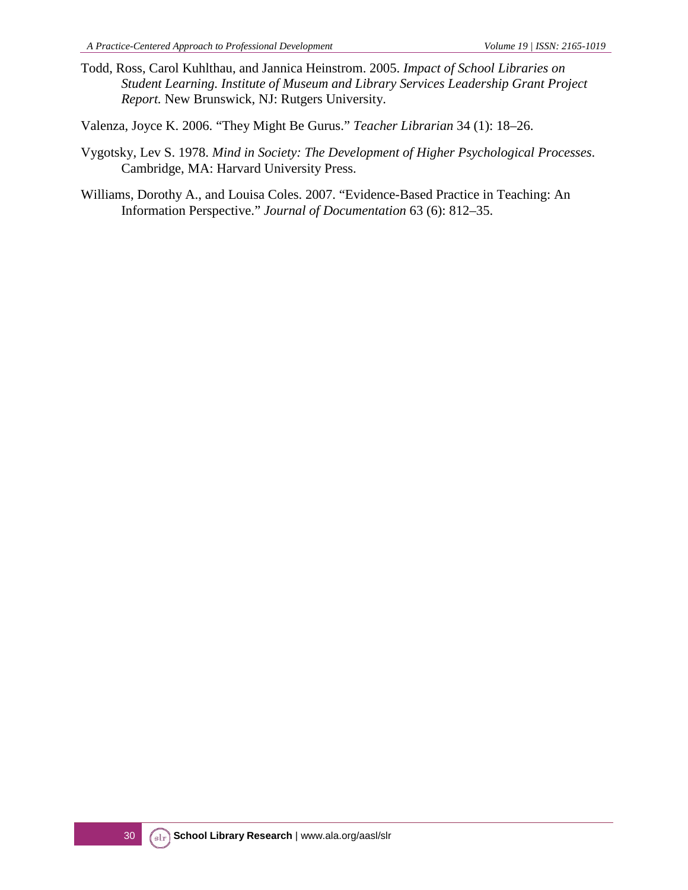Todd, Ross, Carol Kuhlthau, and Jannica Heinstrom. 2005. *Impact of School Libraries on Student Learning. Institute of Museum and Library Services Leadership Grant Project Report.* New Brunswick, NJ: Rutgers University.

Valenza, Joyce K. 2006. "They Might Be Gurus." *Teacher Librarian* 34 (1): 18–26.

Vygotsky, Lev S. 1978. *Mind in Society: The Development of Higher Psychological Processes*. Cambridge, MA: Harvard University Press.

Williams, Dorothy A., and Louisa Coles. 2007. "Evidence-Based Practice in Teaching: An Information Perspective." *Journal of Documentation* 63 (6): 812–35.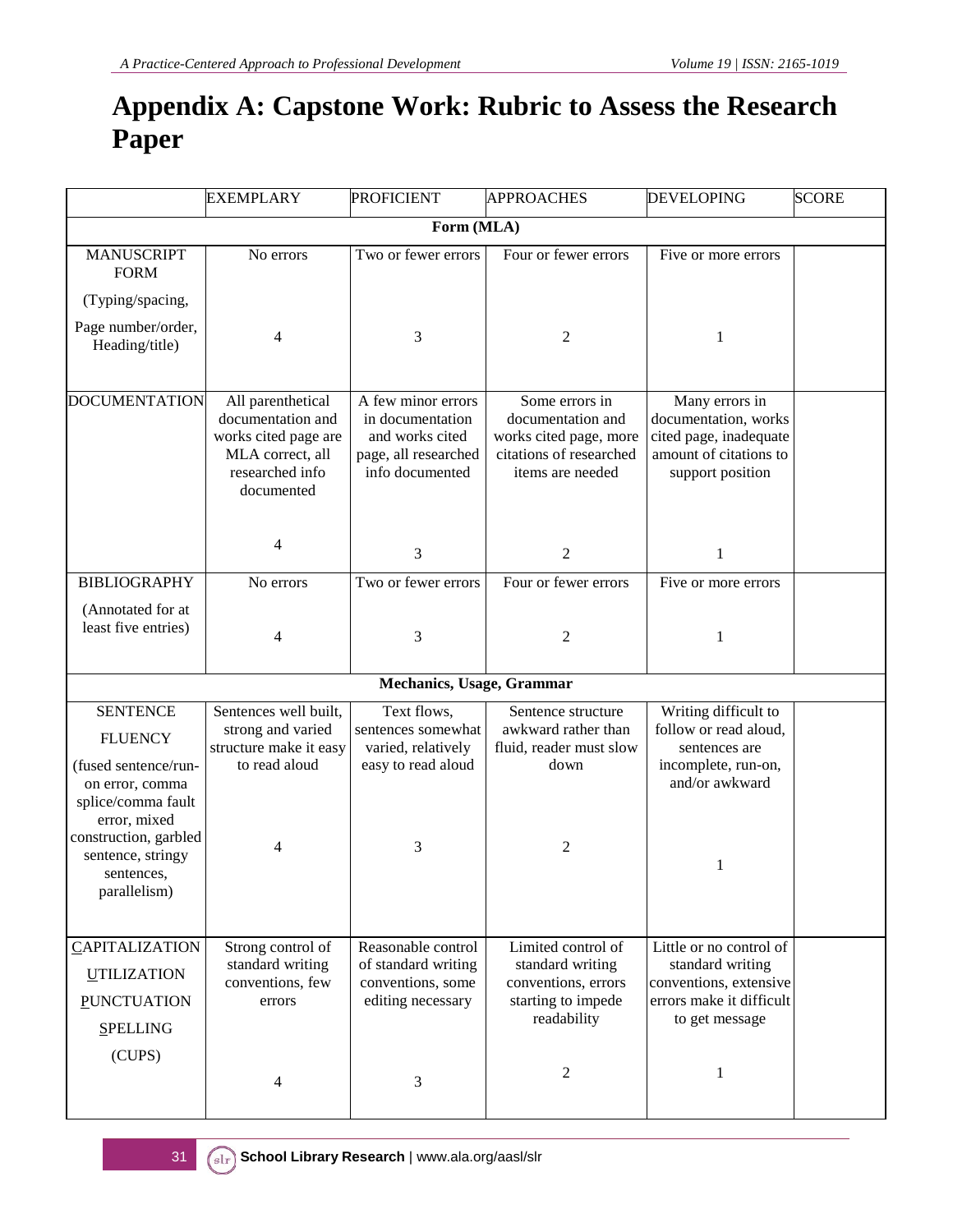# Appendix A: Capstone Work: Rubric to Assess the Research Paper

| | EXEMPLARY | PROFICIENT | APPROACHES | DEVELOPING | SCORE |
|---|---|---|---|---|---|
| **Form (MLA)** | | | | | |
| MANUSCRIPT FORM (Typing/spacing, Page number/order, Heading/title) | No errors<br>4 | Two or fewer errors<br>3 | Four or fewer errors<br>2 | Five or more errors<br>1 | |
| DOCUMENTATION | All parenthetical documentation and works cited page are MLA correct, all researched info documented<br>4 | A few minor errors in documentation and works cited page, all researched info documented<br>3 | Some errors in documentation and works cited page, more citations of researched items are needed<br>2 | Many errors in documentation, works cited page, inadequate amount of citations to support position<br>1 | |
| BIBLIOGRAPHY (Annotated for at least five entries) | No errors<br>4 | Two or fewer errors<br>3 | Four or fewer errors<br>2 | Five or more errors<br>1 | |
| **Mechanics, Usage, Grammar** | | | | | |
| SENTENCE FLUENCY (fused sentence/run-on error, comma splice/comma fault error, mixed construction, garbled sentence, stringy sentences, parallelism) | Sentences well built, strong and varied structure make it easy to read aloud<br>4 | Text flows, sentences somewhat varied, relatively easy to read aloud<br>3 | Sentence structure awkward rather than fluid, reader must slow down<br>2 | Writing difficult to follow or read aloud, sentences are incomplete, run-on, and/or awkward<br>1 | |
| CAPITALIZATION UTILIZATION PUNCTUATION SPELLING (CUPS) | Strong control of standard writing conventions, few errors<br>4 | Reasonable control of standard writing conventions, some editing necessary<br>3 | Limited control of standard writing conventions, errors starting to impede readability<br>2 | Little or no control of standard writing conventions, extensive errors make it difficult to get message<br>1 | |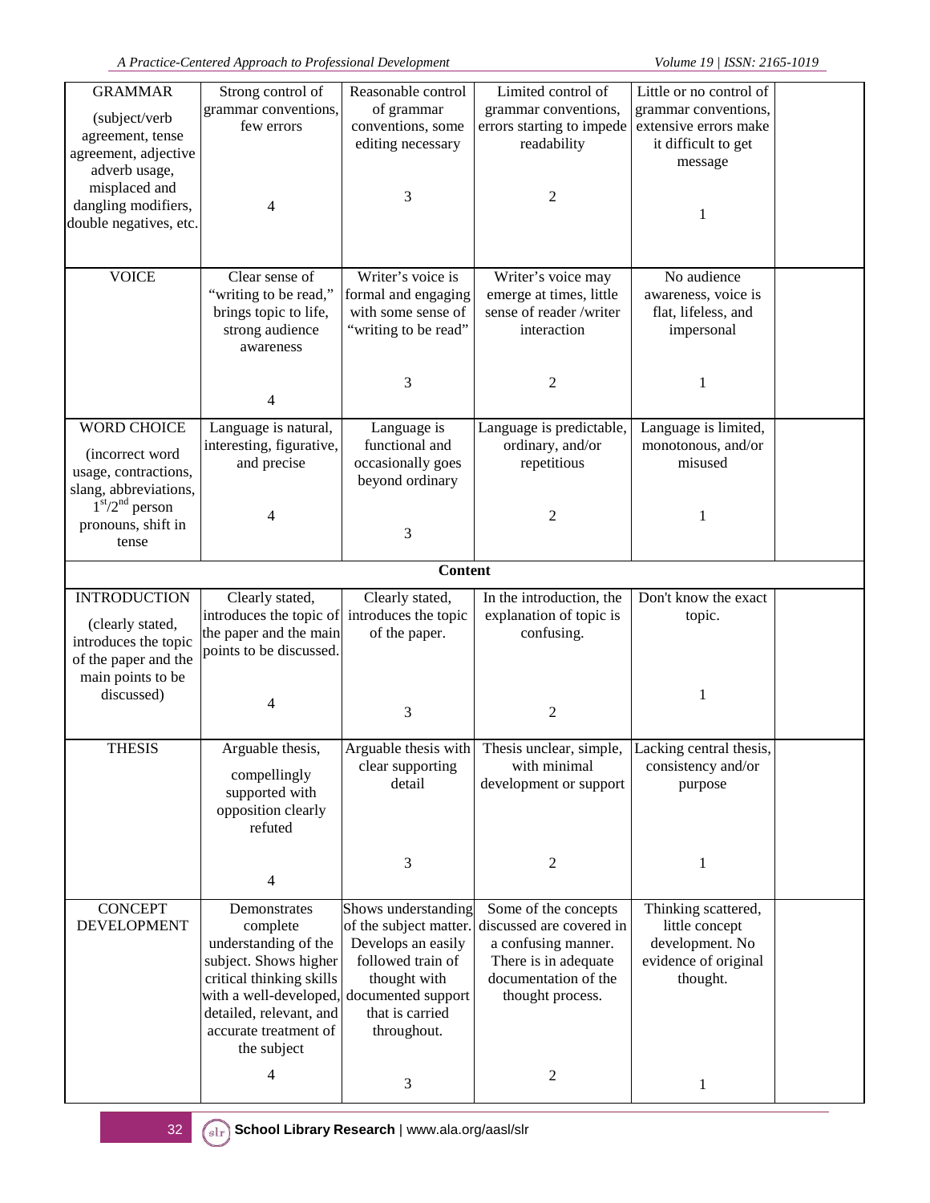| GRAMMAR (subject/verb agreement, tense agreement, adjective adverb usage, misplaced and dangling modifiers, double negatives, etc. | Strong control of grammar conventions, few errors 4 | Reasonable control of grammar conventions, some editing necessary 3 | Limited control of grammar conventions, errors starting to impede readability 2 | Little or no control of grammar conventions, extensive errors make it difficult to get message 1 | |
|---|---|---|---|---|---|
| VOICE | Clear sense of "writing to be read," brings topic to life, strong audience awareness 4 | Writer's voice is formal and engaging with some sense of "writing to be read" 3 | Writer's voice may emerge at times, little sense of reader /writer interaction 2 | No audience awareness, voice is flat, lifeless, and impersonal 1 | |
| WORD CHOICE (incorrect word usage, contractions, slang, abbreviations, 1st/2nd person pronouns, shift in tense | Language is natural, interesting, figurative, and precise 4 | Language is functional and occasionally goes beyond ordinary 3 | Language is predictable, ordinary, and/or repetitious 2 | Language is limited, monotonous, and/or misused 1 | |
| **Content** | | | | | |
| INTRODUCTION (clearly stated, introduces the topic of the paper and the main points to be discussed) | Clearly stated, introduces the topic of the paper and the main points to be discussed. 4 | Clearly stated, introduces the topic of the paper. 3 | In the introduction, the explanation of topic is confusing. 2 | Don't know the exact topic. 1 | |
| THESIS | Arguable thesis, compellingly supported with opposition clearly refuted 4 | Arguable thesis with clear supporting detail 3 | Thesis unclear, simple, with minimal development or support 2 | Lacking central thesis, consistency and/or purpose 1 | |
| CONCEPT DEVELOPMENT | Demonstrates complete understanding of the subject. Shows higher critical thinking skills with a well-developed, detailed, relevant, and accurate treatment of the subject 4 | Shows understanding of the subject matter. Develops an easily followed train of thought with documented support that is carried throughout. 3 | Some of the concepts discussed are covered in a confusing manner. There is in adequate documentation of the thought process. 2 | Thinking scattered, little concept development. No evidence of original thought. 1 | |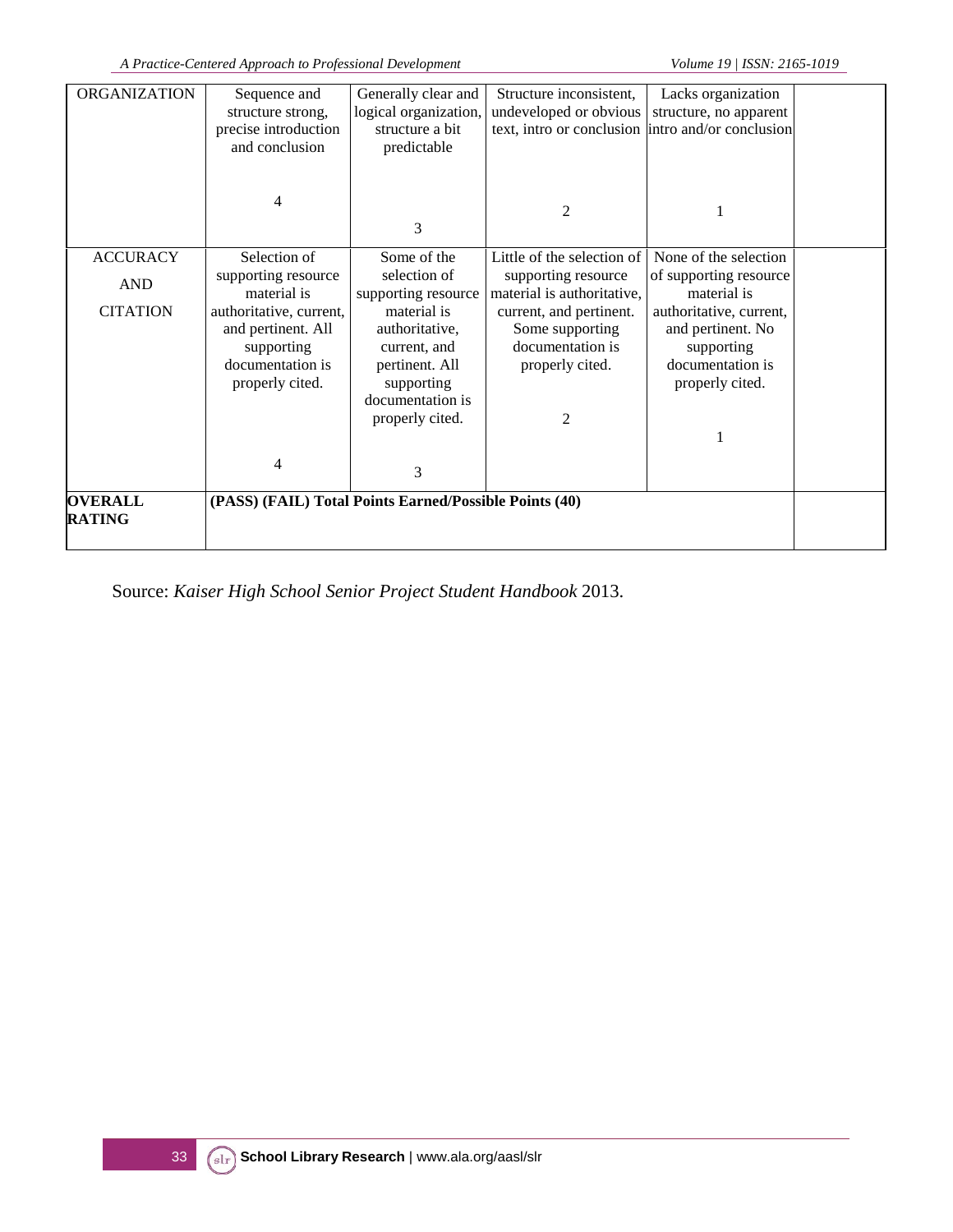| | | | | | |
|---|---|---|---|---|---|
| ORGANIZATION | Sequence and structure strong, precise introduction and conclusion<br><br>4 | Generally clear and logical organization, structure a bit predictable<br><br>3 | Structure inconsistent, undeveloped or obvious text, intro or conclusion<br><br>2 | Lacks organization structure, no apparent intro and/or conclusion<br><br>1 | |
| ACCURACY AND CITATION | Selection of supporting resource material is authoritative, current, and pertinent. All supporting documentation is properly cited.<br><br>4 | Some of the selection of supporting resource material is authoritative, current, and pertinent. All supporting documentation is properly cited.<br><br>3 | Little of the selection of supporting resource material is authoritative, current, and pertinent. Some supporting documentation is properly cited.<br><br>2 | None of the selection of supporting resource material is authoritative, current, and pertinent. No supporting documentation is properly cited.<br><br>1 | |
| **OVERALL RATING** | **(PASS) (FAIL) Total Points Earned/Possible Points (40)** | | | | |

Source: *Kaiser High School Senior Project Student Handbook* 2013.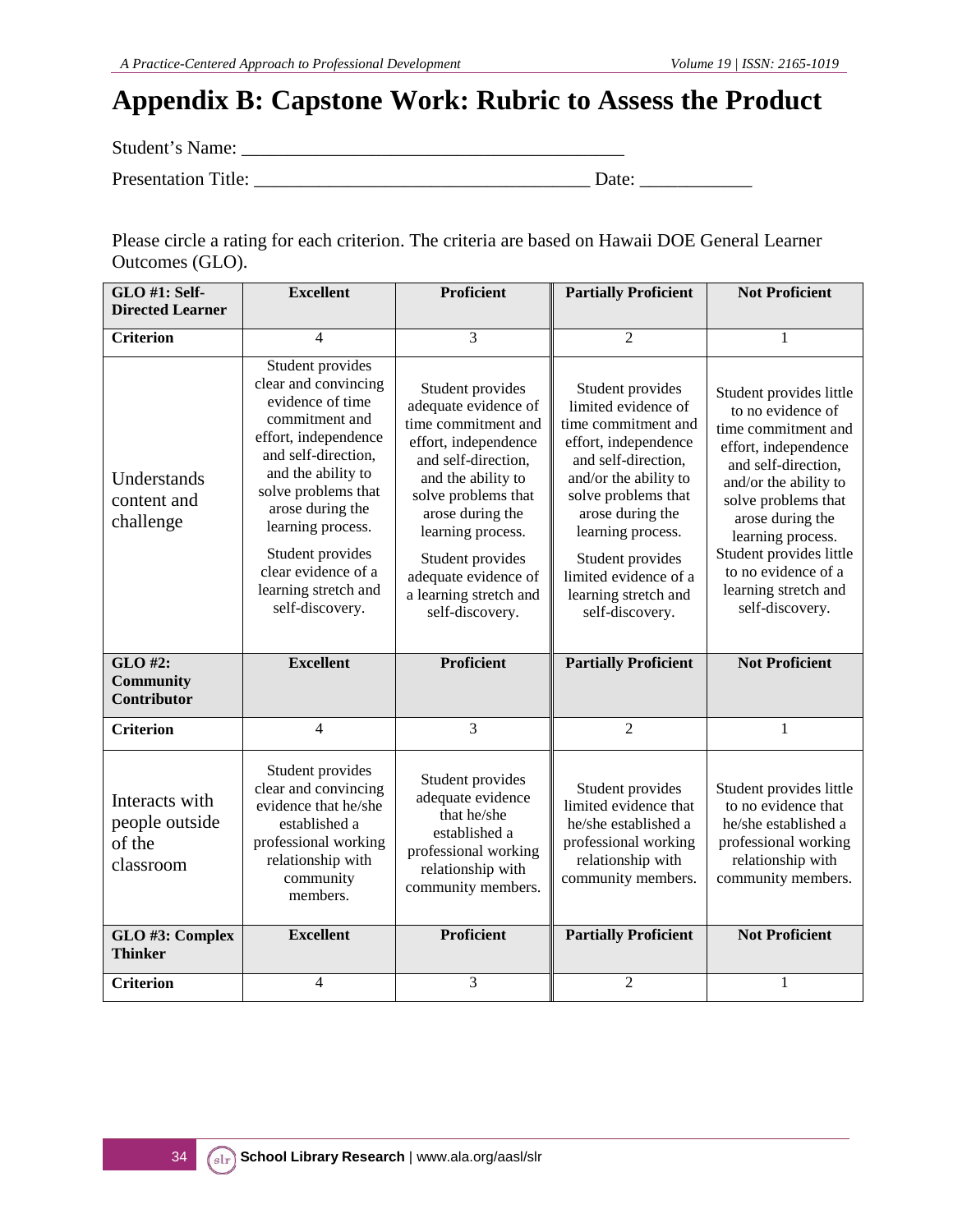# Appendix B: Capstone Work: Rubric to Assess the Product

Student's Name: ________________________________________

Presentation Title: ___________________________________ Date: ____________

Please circle a rating for each criterion. The criteria are based on Hawaii DOE General Learner Outcomes (GLO).

| GLO #1: Self-Directed Learner | Excellent | Proficient | Partially Proficient | Not Proficient |
|---|---|---|---|---|
| **Criterion** | 4 | 3 | 2 | 1 |
| Understands content and challenge | Student provides clear and convincing evidence of time commitment and effort, independence and self-direction, and the ability to solve problems that arose during the learning process. Student provides clear evidence of a learning stretch and self-discovery. | Student provides adequate evidence of time commitment and effort, independence and self-direction, and the ability to solve problems that arose during the learning process. Student provides adequate evidence of a learning stretch and self-discovery. | Student provides limited evidence of time commitment and effort, independence and self-direction, and/or the ability to solve problems that arose during the learning process. Student provides limited evidence of a learning stretch and self-discovery. | Student provides little to no evidence of time commitment and effort, independence and self-direction, and/or the ability to solve problems that arose during the learning process. Student provides little to no evidence of a learning stretch and self-discovery. |
| **GLO #2: Community Contributor** | **Excellent** | **Proficient** | **Partially Proficient** | **Not Proficient** |
| **Criterion** | 4 | 3 | 2 | 1 |
| Interacts with people outside of the classroom | Student provides clear and convincing evidence that he/she established a professional working relationship with community members. | Student provides adequate evidence that he/she established a professional working relationship with community members. | Student provides limited evidence that he/she established a professional working relationship with community members. | Student provides little to no evidence that he/she established a professional working relationship with community members. |
| **GLO #3: Complex Thinker** | **Excellent** | **Proficient** | **Partially Proficient** | **Not Proficient** |
| **Criterion** | 4 | 3 | 2 | 1 |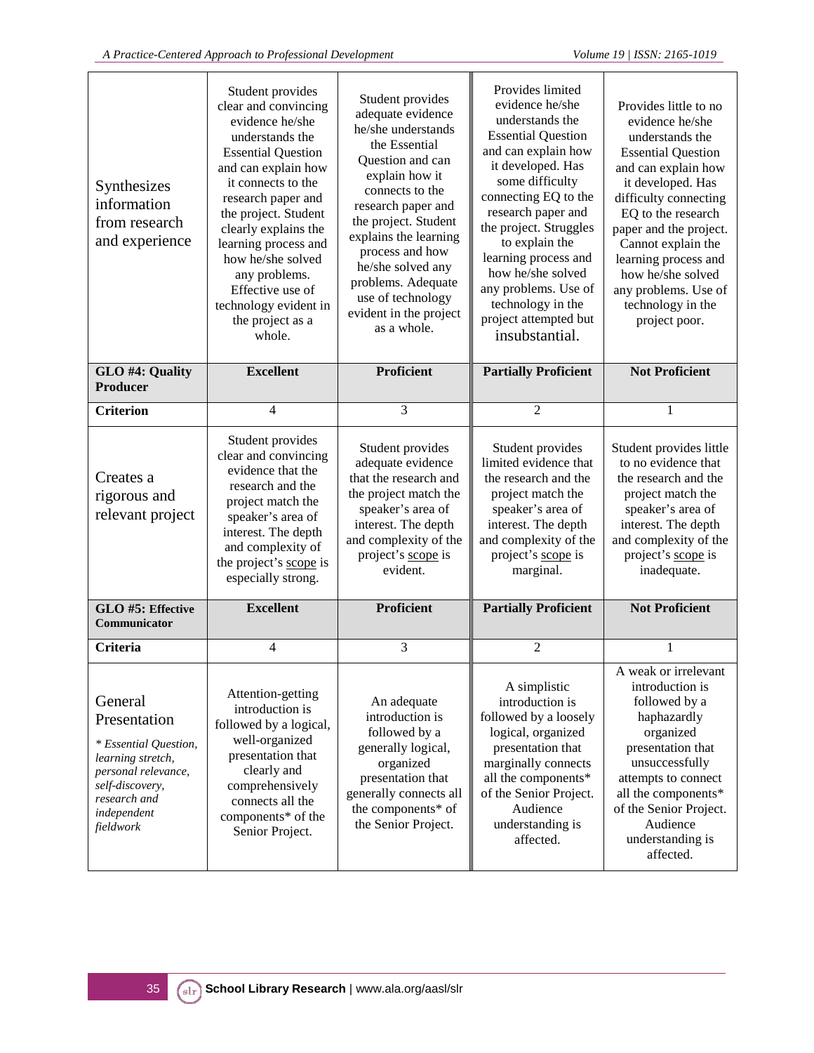| Synthesizes information from research and experience | Student provides clear and convincing evidence he/she understands the Essential Question and can explain how it connects to the research paper and the project. Student clearly explains the learning process and how he/she solved any problems. Effective use of technology evident in the project as a whole. | Student provides adequate evidence he/she understands the Essential Question and can explain how it connects to the research paper and the project. Student explains the learning process and how he/she solved any problems. Adequate use of technology evident in the project as a whole. | Provides limited evidence he/she understands the Essential Question and can explain how it developed. Has some difficulty connecting EQ to the research paper and the project. Struggles to explain the learning process and how he/she solved any problems. Use of technology in the project attempted but insubstantial. | Provides little to no evidence he/she understands the Essential Question and can explain how it developed. Has difficulty connecting EQ to the research paper and the project. Cannot explain the learning process and how he/she solved any problems. Use of technology in the project poor. |
|---|---|---|---|---|
| **GLO #4: Quality Producer** | **Excellent** | **Proficient** | **Partially Proficient** | **Not Proficient** |
| **Criterion** | 4 | 3 | 2 | 1 |
| Creates a rigorous and relevant project | Student provides clear and convincing evidence that the research and the project match the speaker's area of interest. The depth and complexity of the project's scope is especially strong. | Student provides adequate evidence that the research and the project match the speaker's area of interest. The depth and complexity of the project's scope is evident. | Student provides limited evidence that the research and the project match the speaker's area of interest. The depth and complexity of the project's scope is marginal. | Student provides little to no evidence that the research and the project match the speaker's area of interest. The depth and complexity of the project's scope is inadequate. |
| **GLO #5: Effective Communicator** | **Excellent** | **Proficient** | **Partially Proficient** | **Not Proficient** |
| **Criteria** | 4 | 3 | 2 | 1 |
| General Presentation *\* Essential Question, learning stretch, personal relevance, self-discovery, research and independent fieldwork* | Attention-getting introduction is followed by a logical, well-organized presentation that clearly and comprehensively connects all the components* of the Senior Project. | An adequate introduction is followed by a generally logical, organized presentation that generally connects all the components* of the Senior Project. | A simplistic introduction is followed by a loosely logical, organized presentation that marginally connects all the components* of the Senior Project. Audience understanding is affected. | A weak or irrelevant introduction is followed by a haphazardly organized presentation that unsuccessfully attempts to connect all the components* of the Senior Project. Audience understanding is affected. |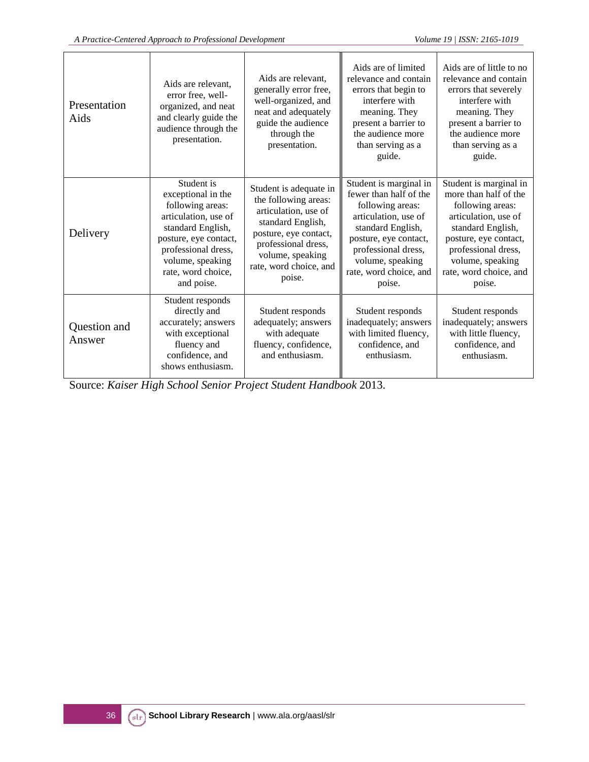| | | | | |
|---|---|---|---|---|
| Presentation Aids | Aids are relevant, error free, well-organized, and neat and clearly guide the audience through the presentation. | Aids are relevant, generally error free, well-organized, and neat and adequately guide the audience through the presentation. | Aids are of limited relevance and contain errors that begin to interfere with meaning. They present a barrier to the audience more than serving as a guide. | Aids are of little to no relevance and contain errors that severely interfere with meaning. They present a barrier to the audience more than serving as a guide. |
| Delivery | Student is exceptional in the following areas: articulation, use of standard English, posture, eye contact, professional dress, volume, speaking rate, word choice, and poise. | Student is adequate in the following areas: articulation, use of standard English, posture, eye contact, professional dress, volume, speaking rate, word choice, and poise. | Student is marginal in fewer than half of the following areas: articulation, use of standard English, posture, eye contact, professional dress, volume, speaking rate, word choice, and poise. | Student is marginal in more than half of the following areas: articulation, use of standard English, posture, eye contact, professional dress, volume, speaking rate, word choice, and poise. |
| Question and Answer | Student responds directly and accurately; answers with exceptional fluency and confidence, and shows enthusiasm. | Student responds adequately; answers with adequate fluency, confidence, and enthusiasm. | Student responds inadequately; answers with limited fluency, confidence, and enthusiasm. | Student responds inadequately; answers with little fluency, confidence, and enthusiasm. |

Source: *Kaiser High School Senior Project Student Handbook* 2013.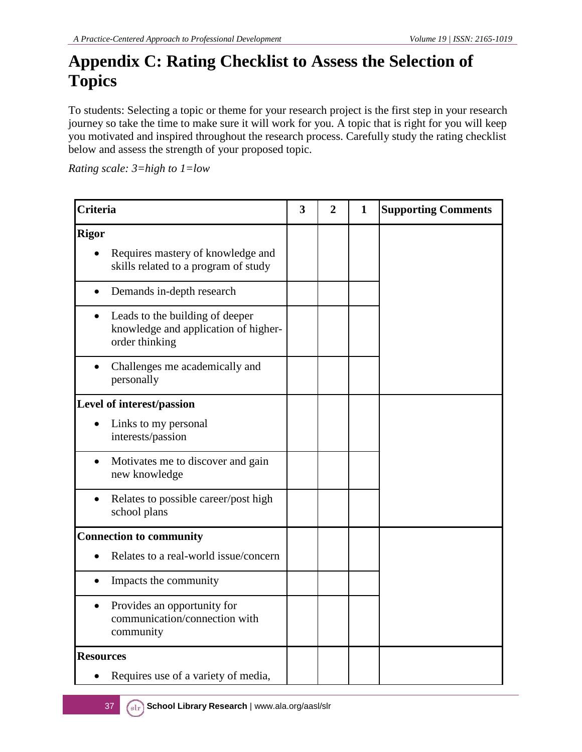# Appendix C: Rating Checklist to Assess the Selection of Topics

To students: Selecting a topic or theme for your research project is the first step in your research journey so take the time to make sure it will work for you. A topic that is right for you will keep you motivated and inspired throughout the research process. Carefully study the rating checklist below and assess the strength of your proposed topic.

*Rating scale: 3=high to 1=low*

| Criteria | 3 | 2 | 1 | Supporting Comments |
|---|---|---|---|---|
| **Rigor** | | | | |
| • Requires mastery of knowledge and skills related to a program of study | | | | |
| • Demands in-depth research | | | | |
| • Leads to the building of deeper knowledge and application of higher-order thinking | | | | |
| • Challenges me academically and personally | | | | |
| **Level of interest/passion** | | | | |
| • Links to my personal interests/passion | | | | |
| • Motivates me to discover and gain new knowledge | | | | |
| • Relates to possible career/post high school plans | | | | |
| **Connection to community** | | | | |
| • Relates to a real-world issue/concern | | | | |
| • Impacts the community | | | | |
| • Provides an opportunity for communication/connection with community | | | | |
| **Resources** | | | | |
| • Requires use of a variety of media, | | | | |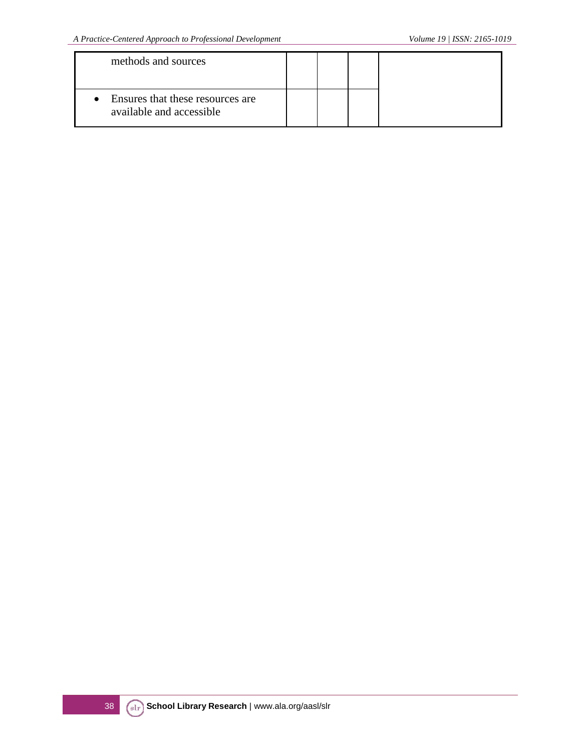| | | | | |
|---|---|---|---|---|
| methods and sources | | | | |
| • Ensures that these resources are available and accessible | | | | |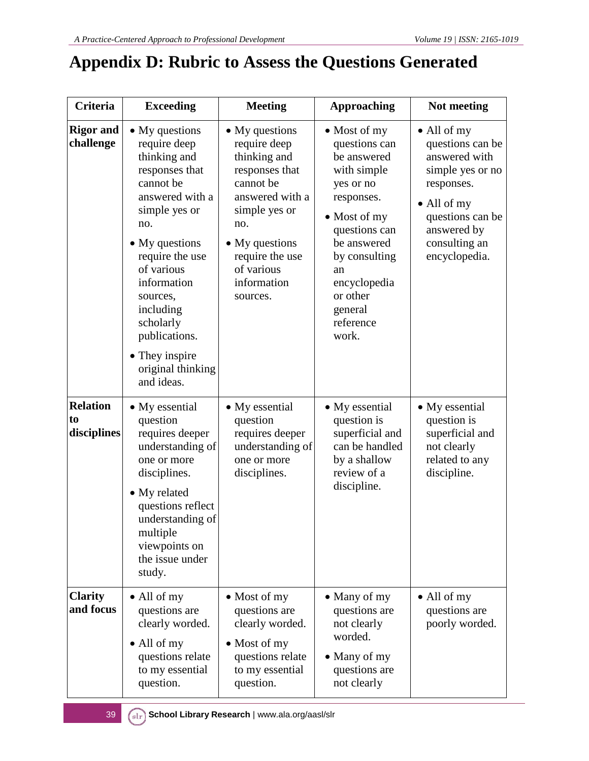# Appendix D: Rubric to Assess the Questions Generated

| Criteria | Exceeding | Meeting | Approaching | Not meeting |
|---|---|---|---|---|
| **Rigor and challenge** | • My questions require deep thinking and responses that cannot be answered with a simple yes or no.<br>• My questions require the use of various information sources, including scholarly publications.<br>• They inspire original thinking and ideas. | • My questions require deep thinking and responses that cannot be answered with a simple yes or no.<br>• My questions require the use of various information sources. | • Most of my questions can be answered with simple yes or no responses.<br>• Most of my questions can be answered by consulting an encyclopedia or other general reference work. | • All of my questions can be answered with simple yes or no responses.<br>• All of my questions can be answered by consulting an encyclopedia. |
| **Relation to disciplines** | • My essential question requires deeper understanding of one or more disciplines.<br>• My related questions reflect understanding of multiple viewpoints on the issue under study. | • My essential question requires deeper understanding of one or more disciplines. | • My essential question is superficial and can be handled by a shallow review of a discipline. | • My essential question is superficial and not clearly related to any discipline. |
| **Clarity and focus** | • All of my questions are clearly worded.<br>• All of my questions relate to my essential question. | • Most of my questions are clearly worded.<br>• Most of my questions relate to my essential question. | • Many of my questions are not clearly worded.<br>• Many of my questions are not clearly | • All of my questions are poorly worded. |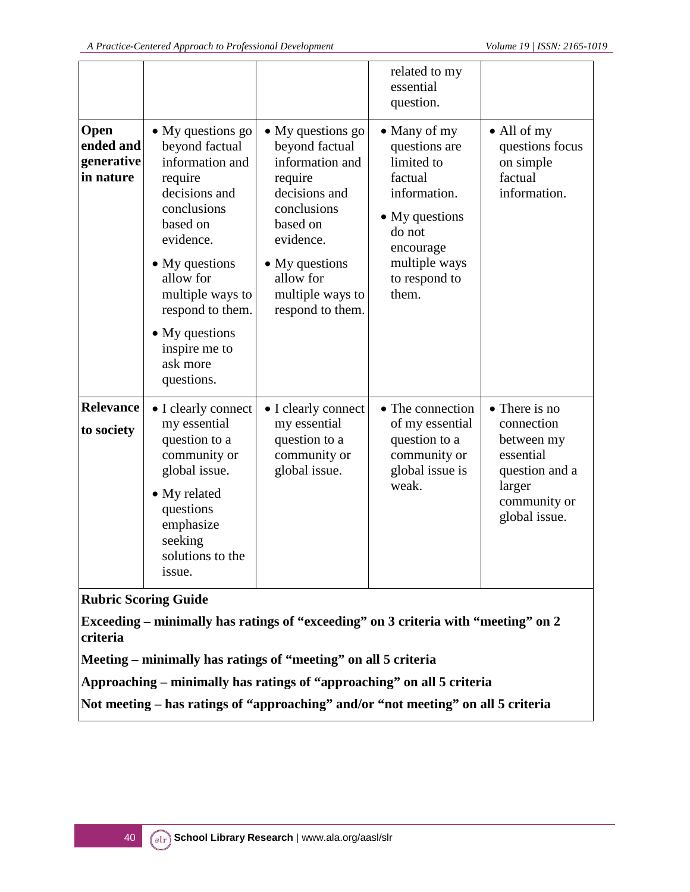| | | | | |
|---|---|---|---|---|
| | | | related to my essential question. | |
| **Open ended and generative in nature** | • My questions go beyond factual information and require decisions and conclusions based on evidence.<br>• My questions allow for multiple ways to respond to them.<br>• My questions inspire me to ask more questions. | • My questions go beyond factual information and require decisions and conclusions based on evidence.<br>• My questions allow for multiple ways to respond to them. | • Many of my questions are limited to factual information.<br>• My questions do not encourage multiple ways to respond to them. | • All of my questions focus on simple factual information. |
| **Relevance to society** | • I clearly connect my essential question to a community or global issue.<br>• My related questions emphasize seeking solutions to the issue. | • I clearly connect my essential question to a community or global issue. | • The connection of my essential question to a community or global issue is weak. | • There is no connection between my essential question and a larger community or global issue. |

**Rubric Scoring Guide**

**Exceeding – minimally has ratings of "exceeding" on 3 criteria with "meeting" on 2 criteria**

**Meeting – minimally has ratings of "meeting" on all 5 criteria**

**Approaching – minimally has ratings of "approaching" on all 5 criteria**

**Not meeting – has ratings of "approaching" and/or "not meeting" on all 5 criteria**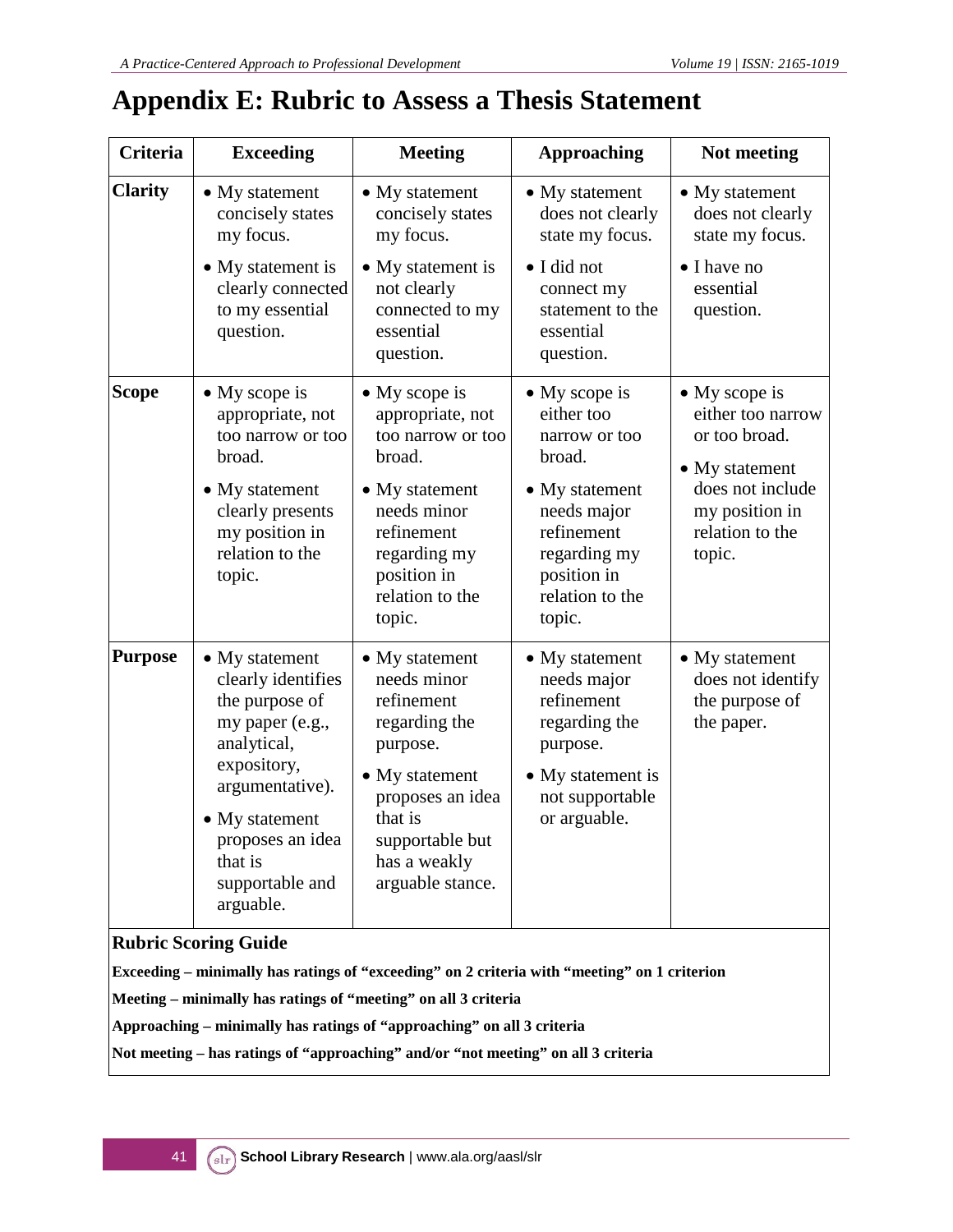# Appendix E: Rubric to Assess a Thesis Statement

| Criteria | Exceeding | Meeting | Approaching | Not meeting |
|---|---|---|---|---|
| **Clarity** | • My statement concisely states my focus.<br>• My statement is clearly connected to my essential question. | • My statement concisely states my focus.<br>• My statement is not clearly connected to my essential question. | • My statement does not clearly state my focus.<br>• I did not connect my statement to the essential question. | • My statement does not clearly state my focus.<br>• I have no essential question. |
| **Scope** | • My scope is appropriate, not too narrow or too broad.<br>• My statement clearly presents my position in relation to the topic. | • My scope is appropriate, not too narrow or too broad.<br>• My statement needs minor refinement regarding my position in relation to the topic. | • My scope is either too narrow or too broad.<br>• My statement needs major refinement regarding my position in relation to the topic. | • My scope is either too narrow or too broad.<br>• My statement does not include my position in relation to the topic. |
| **Purpose** | • My statement clearly identifies the purpose of my paper (e.g., analytical, expository, argumentative).<br>• My statement proposes an idea that is supportable and arguable. | • My statement needs minor refinement regarding the purpose.<br>• My statement proposes an idea that is supportable but has a weakly arguable stance. | • My statement needs major refinement regarding the purpose.<br>• My statement is not supportable or arguable. | • My statement does not identify the purpose of the paper. |

**Rubric Scoring Guide**

**Exceeding – minimally has ratings of “exceeding” on 2 criteria with “meeting” on 1 criterion**

**Meeting – minimally has ratings of “meeting” on all 3 criteria**

**Approaching – minimally has ratings of “approaching” on all 3 criteria**

**Not meeting – has ratings of “approaching” and/or “not meeting” on all 3 criteria**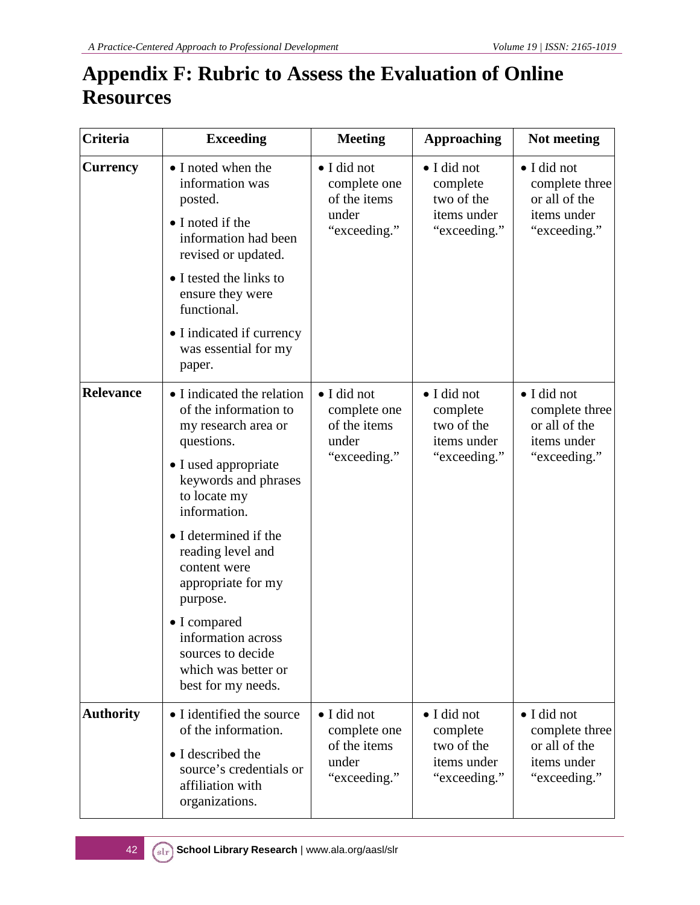# Appendix F: Rubric to Assess the Evaluation of Online Resources

| Criteria | Exceeding | Meeting | Approaching | Not meeting |
|---|---|---|---|---|
| **Currency** | • I noted when the information was posted.<br>• I noted if the information had been revised or updated.<br>• I tested the links to ensure they were functional.<br>• I indicated if currency was essential for my paper. | • I did not complete one of the items under "exceeding." | • I did not complete two of the items under "exceeding." | • I did not complete three or all of the items under "exceeding." |
| **Relevance** | • I indicated the relation of the information to my research area or questions.<br>• I used appropriate keywords and phrases to locate my information.<br>• I determined if the reading level and content were appropriate for my purpose.<br>• I compared information across sources to decide which was better or best for my needs. | • I did not complete one of the items under "exceeding." | • I did not complete two of the items under "exceeding." | • I did not complete three or all of the items under "exceeding." |
| **Authority** | • I identified the source of the information.<br>• I described the source's credentials or affiliation with organizations. | • I did not complete one of the items under "exceeding." | • I did not complete two of the items under "exceeding." | • I did not complete three or all of the items under "exceeding." |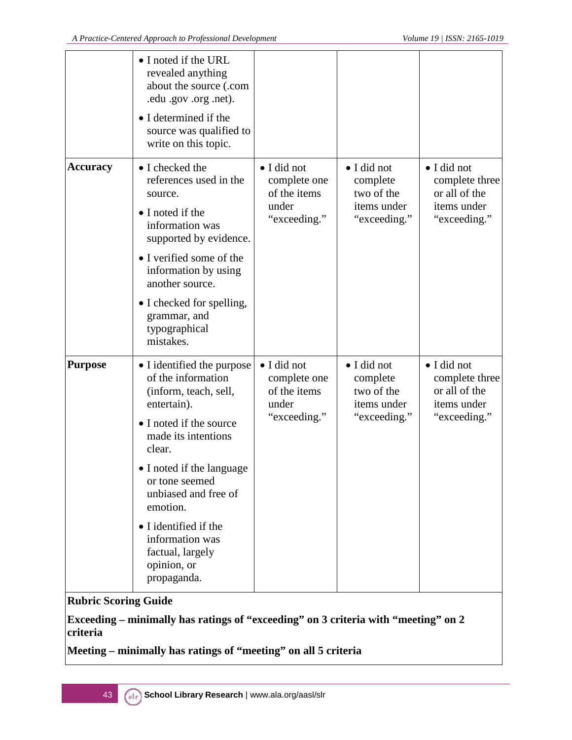|  |  |  |  |  |
| --- | --- | --- | --- | --- |
|  | • I noted if the URL revealed anything about the source (.com .edu .gov .org .net).<br>• I determined if the source was qualified to write on this topic. |  |  |  |
| **Accuracy** | • I checked the references used in the source.<br>• I noted if the information was supported by evidence.<br>• I verified some of the information by using another source.<br>• I checked for spelling, grammar, and typographical mistakes. | • I did not complete one of the items under "exceeding." | • I did not complete two of the items under "exceeding." | • I did not complete three or all of the items under "exceeding." |
| **Purpose** | • I identified the purpose of the information (inform, teach, sell, entertain).<br>• I noted if the source made its intentions clear.<br>• I noted if the language or tone seemed unbiased and free of emotion.<br>• I identified if the information was factual, largely opinion, or propaganda. | • I did not complete one of the items under "exceeding." | • I did not complete two of the items under "exceeding." | • I did not complete three or all of the items under "exceeding." |

**Rubric Scoring Guide**

**Exceeding – minimally has ratings of "exceeding" on 3 criteria with "meeting" on 2 criteria**

**Meeting – minimally has ratings of "meeting" on all 5 criteria**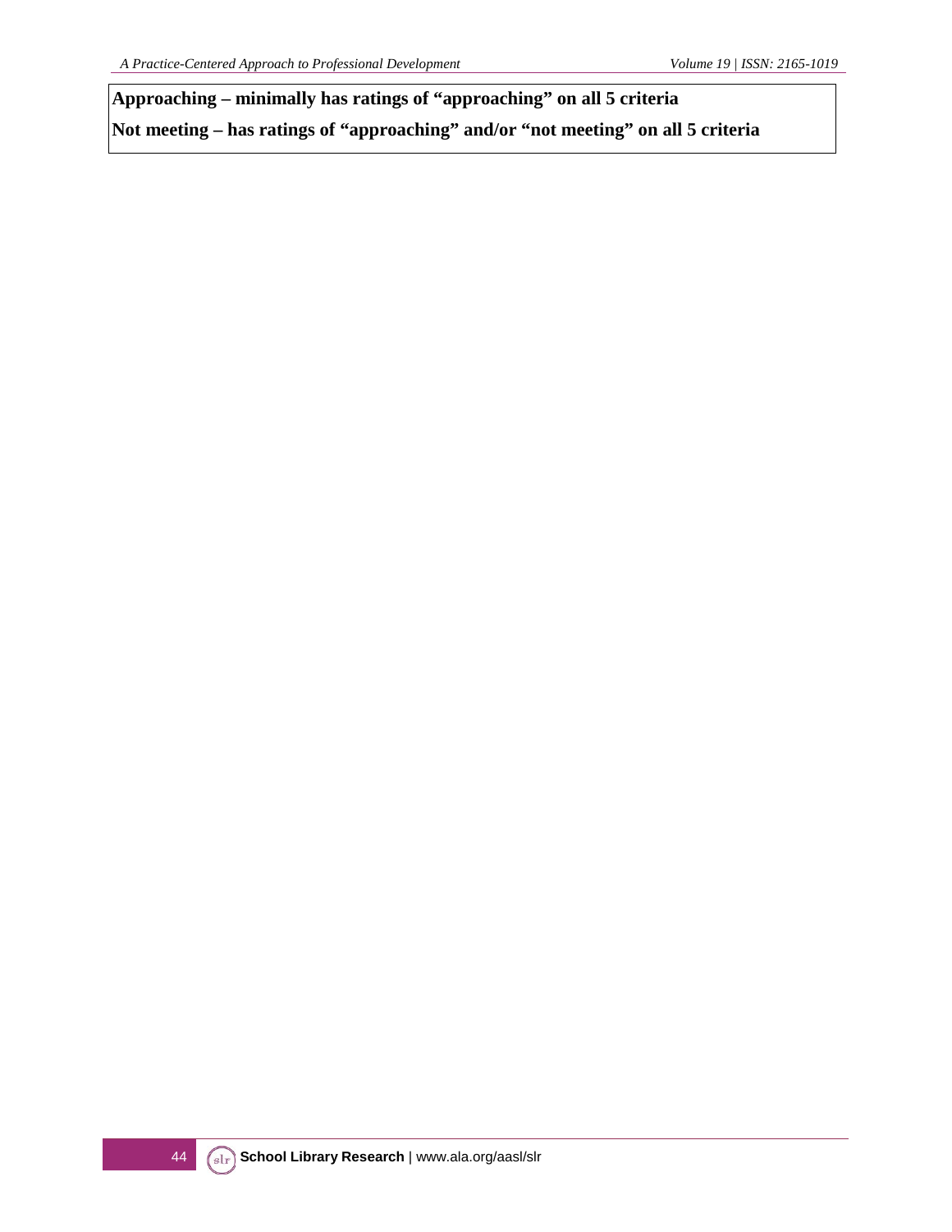**Approaching – minimally has ratings of “approaching” on all 5 criteria**

**Not meeting – has ratings of “approaching” and/or “not meeting” on all 5 criteria**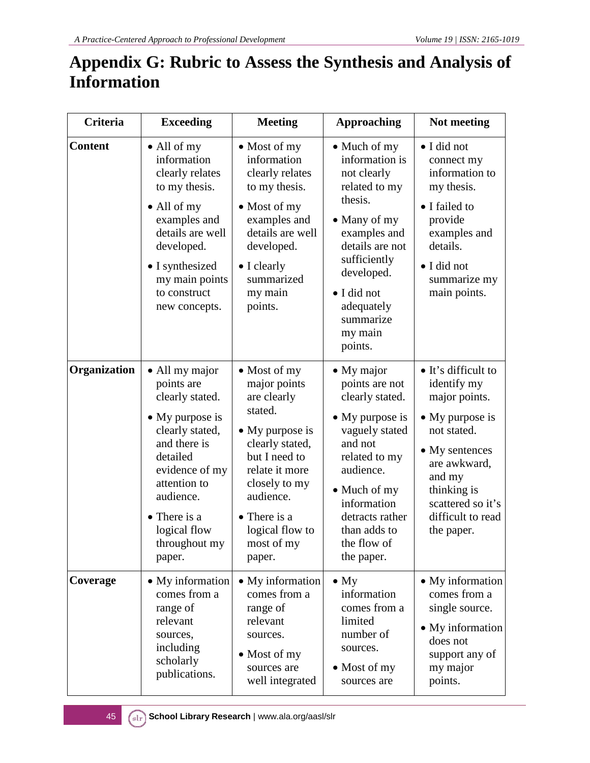# Appendix G: Rubric to Assess the Synthesis and Analysis of Information

| Criteria | Exceeding | Meeting | Approaching | Not meeting |
|---|---|---|---|---|
| **Content** | • All of my information clearly relates to my thesis. • All of my examples and details are well developed. • I synthesized my main points to construct new concepts. | • Most of my information clearly relates to my thesis. • Most of my examples and details are well developed. • I clearly summarized my main points. | • Much of my information is not clearly related to my thesis. • Many of my examples and details are not sufficiently developed. • I did not adequately summarize my main points. | • I did not connect my information to my thesis. • I failed to provide examples and details. • I did not summarize my main points. |
| **Organization** | • All my major points are clearly stated. • My purpose is clearly stated, and there is detailed evidence of my attention to audience. • There is a logical flow throughout my paper. | • Most of my major points are clearly stated. • My purpose is clearly stated, but I need to relate it more closely to my audience. • There is a logical flow to most of my paper. | • My major points are not clearly stated. • My purpose is vaguely stated and not related to my audience. • Much of my information detracts rather than adds to the flow of the paper. | • It's difficult to identify my major points. • My purpose is not stated. • My sentences are awkward, and my thinking is scattered so it's difficult to read the paper. |
| **Coverage** | • My information comes from a range of relevant sources, including scholarly publications. | • My information comes from a range of relevant sources. • Most of my sources are well integrated | • My information comes from a limited number of sources. • Most of my sources are | • My information comes from a single source. • My information does not support any of my major points. |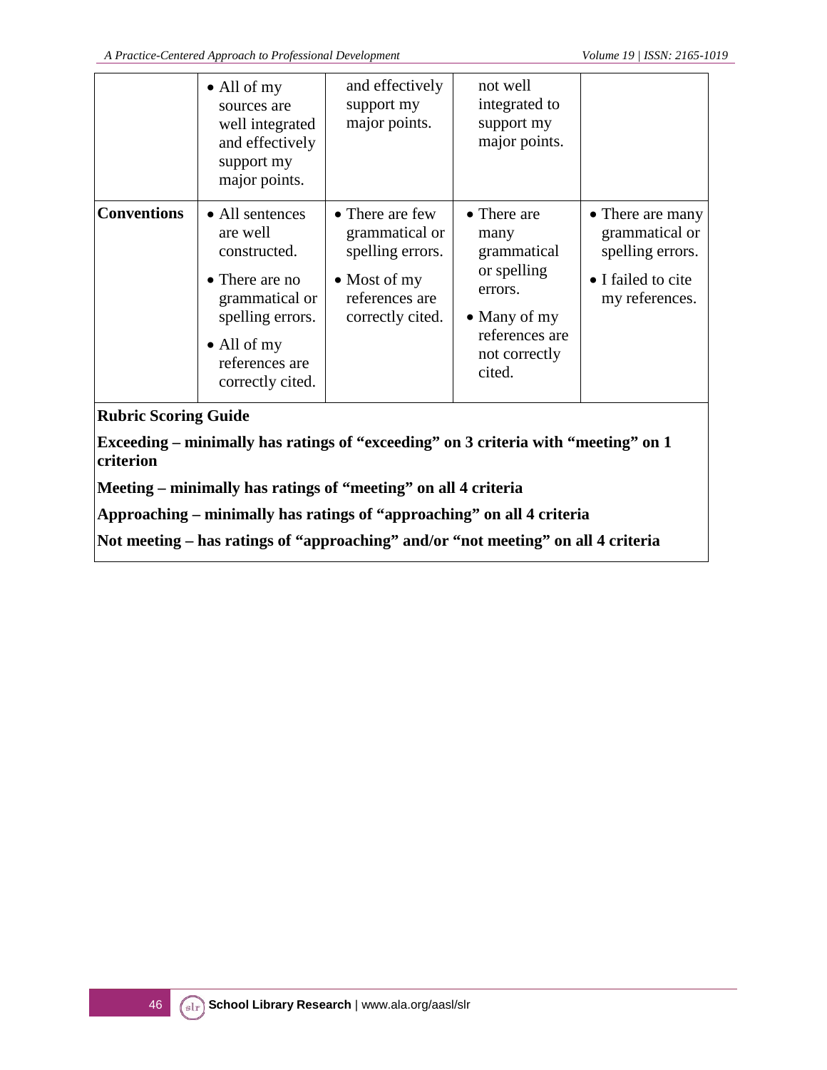|  |  |  |  |  |
|---|---|---|---|---|
|  | • All of my sources are well integrated and effectively support my major points. | and effectively support my major points. | not well integrated to support my major points. |  |
| **Conventions** | • All sentences are well constructed.<br>• There are no grammatical or spelling errors.<br>• All of my references are correctly cited. | • There are few grammatical or spelling errors.<br>• Most of my references are correctly cited. | • There are many grammatical or spelling errors.<br>• Many of my references are not correctly cited. | • There are many grammatical or spelling errors.<br>• I failed to cite my references. |

**Rubric Scoring Guide**

**Exceeding – minimally has ratings of "exceeding" on 3 criteria with "meeting" on 1 criterion**

**Meeting – minimally has ratings of "meeting" on all 4 criteria**

**Approaching – minimally has ratings of "approaching" on all 4 criteria**

**Not meeting – has ratings of "approaching" and/or "not meeting" on all 4 criteria**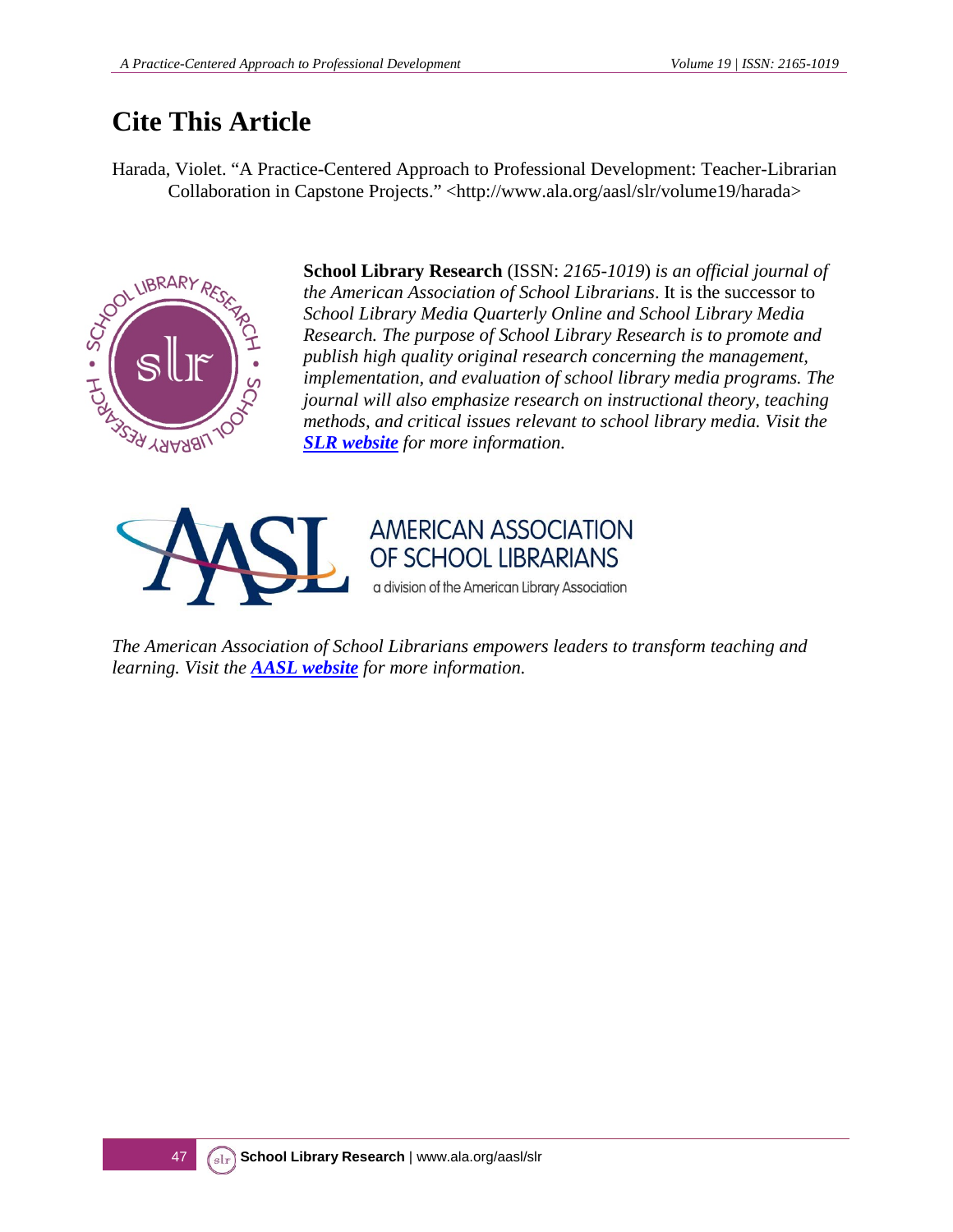# Cite This Article

Harada, Violet. "A Practice-Centered Approach to Professional Development: Teacher-Librarian Collaboration in Capstone Projects." <http://www.ala.org/aasl/slr/volume19/harada>

**School Library Research** (ISSN: *2165-1019*) *is an official journal of the American Association of School Librarians*. It is the successor to *School Library Media Quarterly Online and School Library Media Research. The purpose of School Library Research is to promote and publish high quality original research concerning the management, implementation, and evaluation of school library media programs. The journal will also emphasize research on instructional theory, teaching methods, and critical issues relevant to school library media. Visit the* ***SLR website*** *for more information.*

AMERICAN ASSOCIATION OF SCHOOL LIBRARIANS

a division of the American Library Association

*The American Association of School Librarians empowers leaders to transform teaching and learning. Visit the* ***AASL website*** *for more information.*